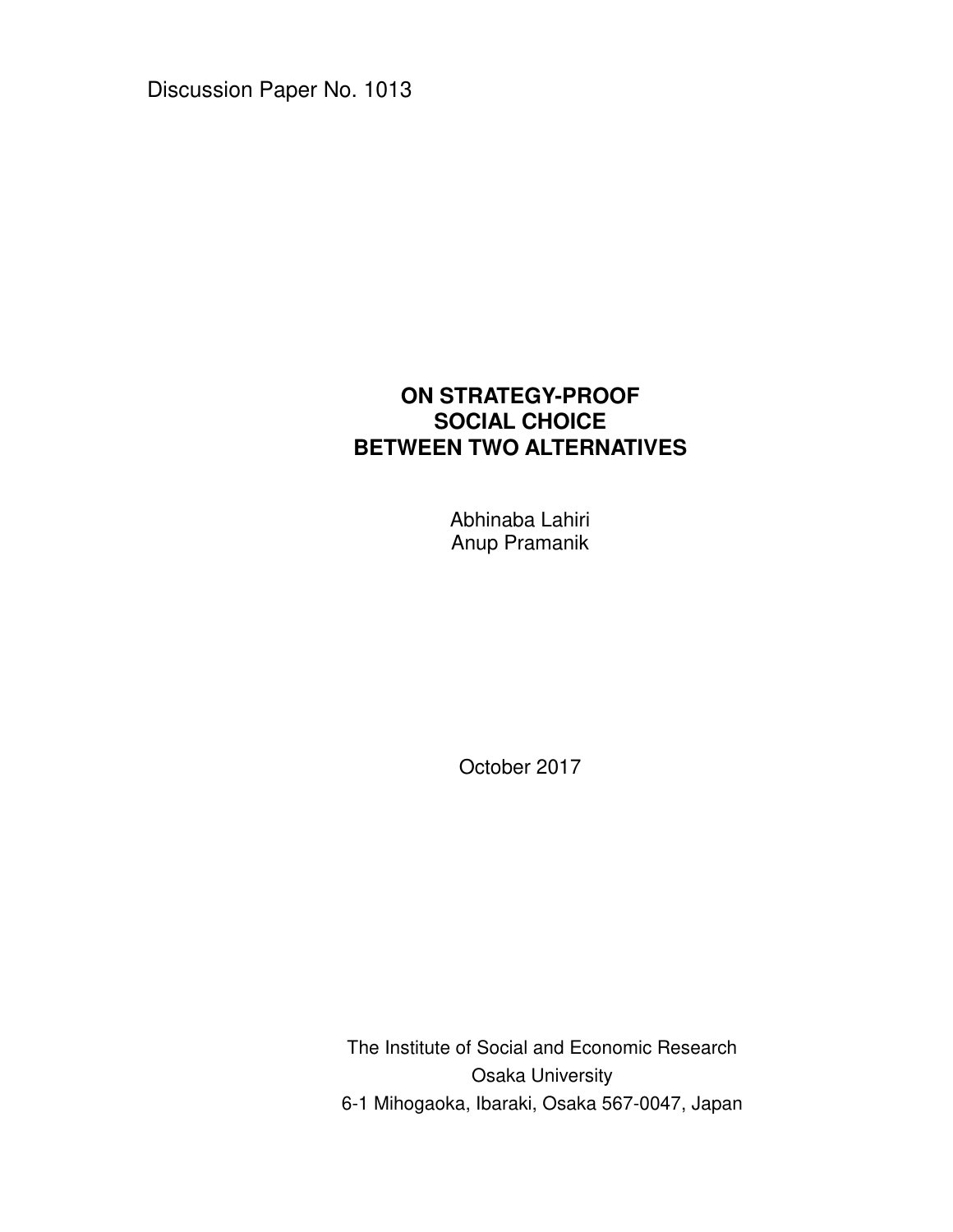Discussion Paper No. 1013

# ON STRATEGY-PROOF SOCIAL CHOICE BETWEEN TWO ALTERNATIVES

Abhinaba Lahiri
Anup Pramanik

October 2017

The Institute of Social and Economic Research
Osaka University
6-1 Mihogaoka, Ibaraki, Osaka 567-0047, Japan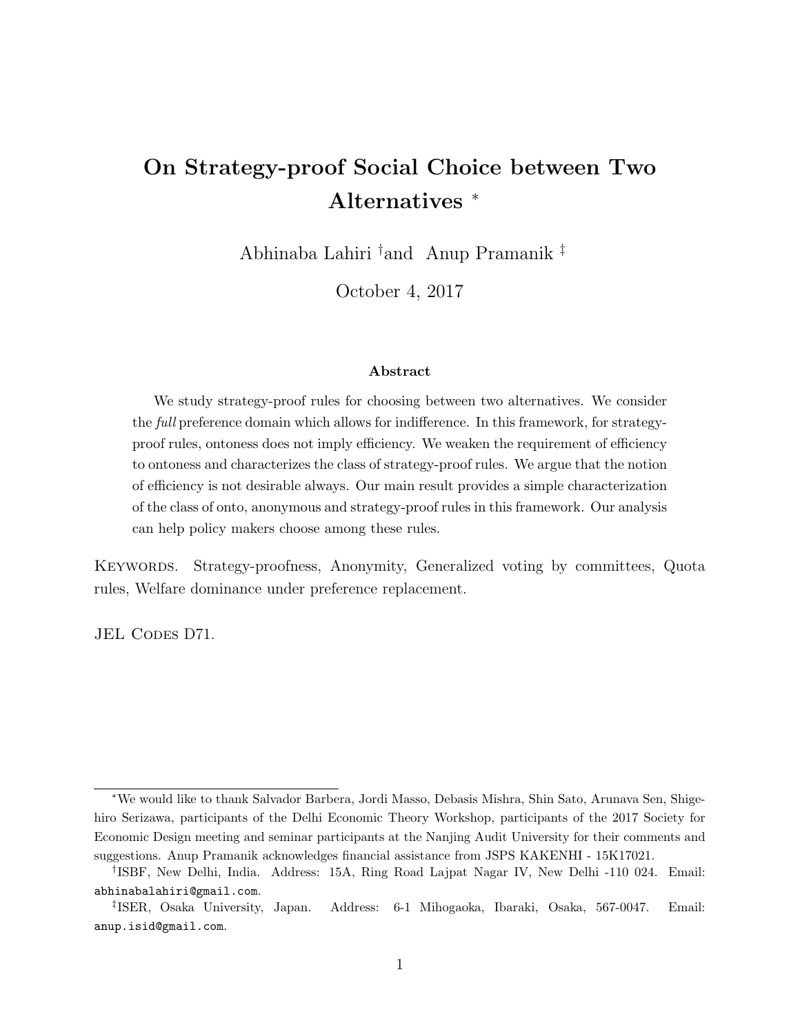# On Strategy-proof Social Choice between Two Alternatives [*]

Abhinaba Lahiri [†] and Anup Pramanik [‡]

October 4, 2017

### Abstract

We study strategy-proof rules for choosing between two alternatives. We consider the *full* preference domain which allows for indifference. In this framework, for strategy-proof rules, ontoness does not imply efficiency. We weaken the requirement of efficiency to ontoness and characterizes the class of strategy-proof rules. We argue that the notion of efficiency is not desirable always. Our main result provides a simple characterization of the class of onto, anonymous and strategy-proof rules in this framework. Our analysis can help policy makers choose among these rules.

Keywords. Strategy-proofness, Anonymity, Generalized voting by committees, Quota rules, Welfare dominance under preference replacement.

JEL Codes D71.

---

[*] We would like to thank Salvador Barbera, Jordi Masso, Debasis Mishra, Shin Sato, Arunava Sen, Shigehiro Serizawa, participants of the Delhi Economic Theory Workshop, participants of the 2017 Society for Economic Design meeting and seminar participants at the Nanjing Audit University for their comments and suggestions. Anup Pramanik acknowledges financial assistance from JSPS KAKENHI - 15K17021.

[†] ISBF, New Delhi, India. Address: 15A, Ring Road Lajpat Nagar IV, New Delhi -110 024. Email: abhinabalahiri@gmail.com.

[‡] ISER, Osaka University, Japan. Address: 6-1 Mihogaoka, Ibaraki, Osaka, 567-0047. Email: anup.isid@gmail.com.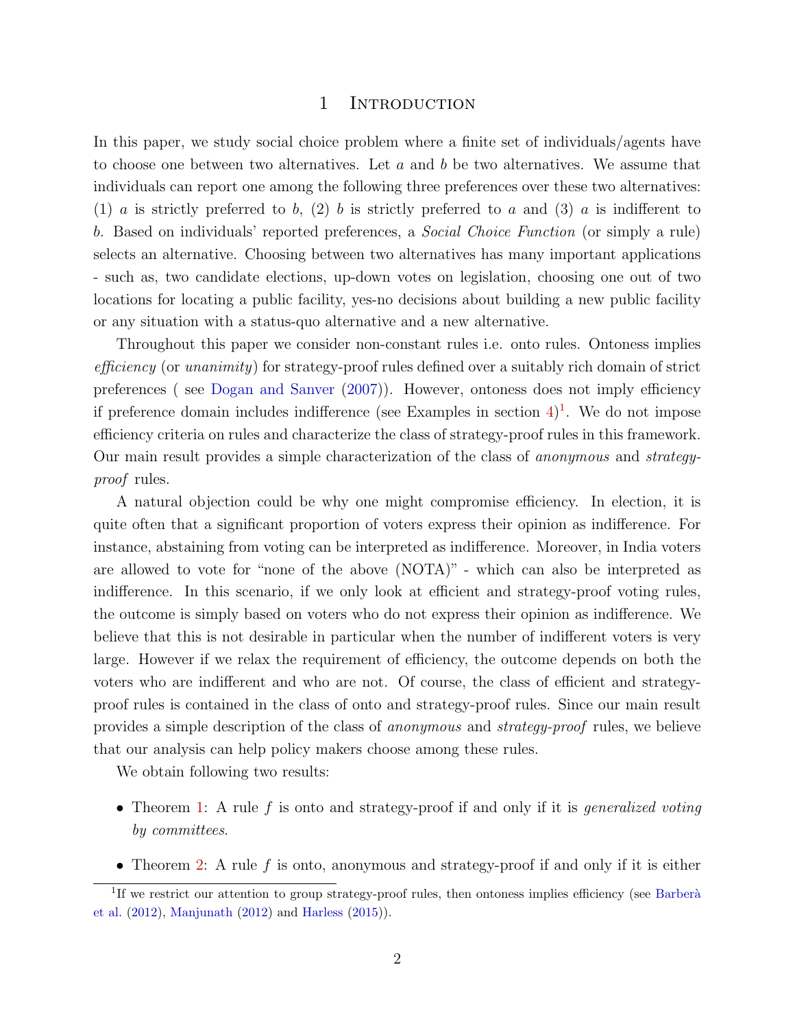# 1 Introduction

In this paper, we study social choice problem where a finite set of individuals/agents have to choose one between two alternatives. Let $a$ and $b$ be two alternatives. We assume that individuals can report one among the following three preferences over these two alternatives: (1) $a$ is strictly preferred to $b$, (2) $b$ is strictly preferred to $a$ and (3) $a$ is indifferent to $b$. Based on individuals' reported preferences, a *Social Choice Function* (or simply a rule) selects an alternative. Choosing between two alternatives has many important applications - such as, two candidate elections, up-down votes on legislation, choosing one out of two locations for locating a public facility, yes-no decisions about building a new public facility or any situation with a status-quo alternative and a new alternative.

Throughout this paper we consider non-constant rules i.e. onto rules. Ontoness implies *efficiency* (or *unanimity*) for strategy-proof rules defined over a suitably rich domain of strict preferences ( see Dogan and Sanver (2007)). However, ontoness does not imply efficiency if preference domain includes indifference (see Examples in section 4)[1]. We do not impose efficiency criteria on rules and characterize the class of strategy-proof rules in this framework. Our main result provides a simple characterization of the class of *anonymous* and *strategy-proof* rules.

A natural objection could be why one might compromise efficiency. In election, it is quite often that a significant proportion of voters express their opinion as indifference. For instance, abstaining from voting can be interpreted as indifference. Moreover, in India voters are allowed to vote for "none of the above (NOTA)" - which can also be interpreted as indifference. In this scenario, if we only look at efficient and strategy-proof voting rules, the outcome is simply based on voters who do not express their opinion as indifference. We believe that this is not desirable in particular when the number of indifferent voters is very large. However if we relax the requirement of efficiency, the outcome depends on both the voters who are indifferent and who are not. Of course, the class of efficient and strategy-proof rules is contained in the class of onto and strategy-proof rules. Since our main result provides a simple description of the class of *anonymous* and *strategy-proof* rules, we believe that our analysis can help policy makers choose among these rules.

We obtain following two results:

- Theorem 1: A rule $f$ is onto and strategy-proof if and only if it is *generalized voting by committees*.
- Theorem 2: A rule $f$ is onto, anonymous and strategy-proof if and only if it is either

[1] If we restrict our attention to group strategy-proof rules, then ontoness implies efficiency (see Barberà et al. (2012), Manjunath (2012) and Harless (2015)).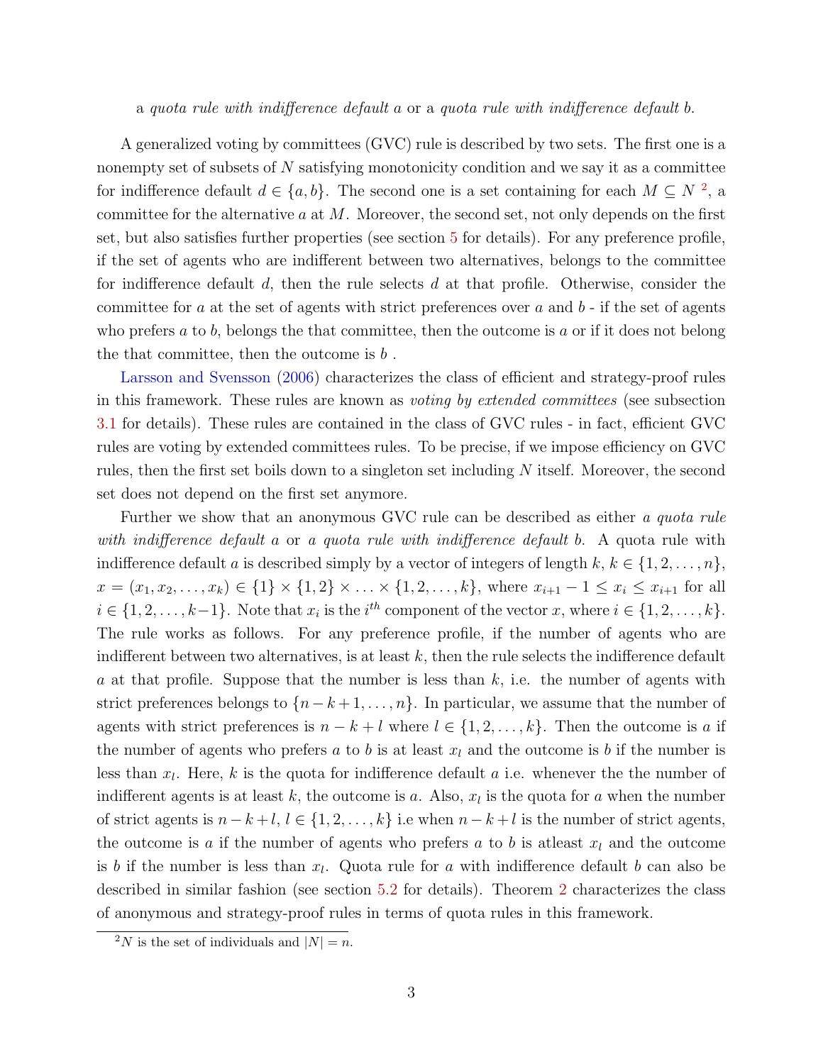a *quota rule with indifference default a* or a *quota rule with indifference default b*.

A generalized voting by committees (GVC) rule is described by two sets. The first one is a nonempty set of subsets of $N$ satisfying monotonicity condition and we say it as a committee for indifference default $d \in \{a, b\}$. The second one is a set containing for each $M \subseteq N$ [2], a committee for the alternative $a$ at $M$. Moreover, the second set, not only depends on the first set, but also satisfies further properties (see section 5 for details). For any preference profile, if the set of agents who are indifferent between two alternatives, belongs to the committee for indifference default $d$, then the rule selects $d$ at that profile. Otherwise, consider the committee for $a$ at the set of agents with strict preferences over $a$ and $b$ - if the set of agents who prefers $a$ to $b$, belongs the that committee, then the outcome is $a$ or if it does not belong the that committee, then the outcome is $b$ .

Larsson and Svensson (2006) characterizes the class of efficient and strategy-proof rules in this framework. These rules are known as *voting by extended committees* (see subsection 3.1 for details). These rules are contained in the class of GVC rules - in fact, efficient GVC rules are voting by extended committees rules. To be precise, if we impose efficiency on GVC rules, then the first set boils down to a singleton set including $N$ itself. Moreover, the second set does not depend on the first set anymore.

Further we show that an anonymous GVC rule can be described as either *a quota rule with indifference default a* or *a quota rule with indifference default b*. A quota rule with indifference default $a$ is described simply by a vector of integers of length $k$, $k \in \{1, 2, \ldots, n\}$, $x = (x_1, x_2, \ldots, x_k) \in \{1\} \times \{1, 2\} \times \ldots \times \{1, 2, \ldots, k\}$, where $x_{i+1} - 1 \leq x_i \leq x_{i+1}$ for all $i \in \{1, 2, \ldots, k-1\}$. Note that $x_i$ is the $i^{th}$ component of the vector $x$, where $i \in \{1, 2, \ldots, k\}$. The rule works as follows. For any preference profile, if the number of agents who are indifferent between two alternatives, is at least $k$, then the rule selects the indifference default $a$ at that profile. Suppose that the number is less than $k$, i.e. the number of agents with strict preferences belongs to $\{n-k+1, \ldots, n\}$. In particular, we assume that the number of agents with strict preferences is $n - k + l$ where $l \in \{1, 2, \ldots, k\}$. Then the outcome is $a$ if the number of agents who prefers $a$ to $b$ is at least $x_l$ and the outcome is $b$ if the number is less than $x_l$. Here, $k$ is the quota for indifference default $a$ i.e. whenever the the number of indifferent agents is at least $k$, the outcome is $a$. Also, $x_l$ is the quota for $a$ when the number of strict agents is $n-k+l$, $l \in \{1, 2, \ldots, k\}$ i.e when $n-k+l$ is the number of strict agents, the outcome is $a$ if the number of agents who prefers $a$ to $b$ is atleast $x_l$ and the outcome is $b$ if the number is less than $x_l$. Quota rule for $a$ with indifference default $b$ can also be described in similar fashion (see section 5.2 for details). Theorem 2 characterizes the class of anonymous and strategy-proof rules in terms of quota rules in this framework.

[2] $N$ is the set of individuals and $|N| = n$.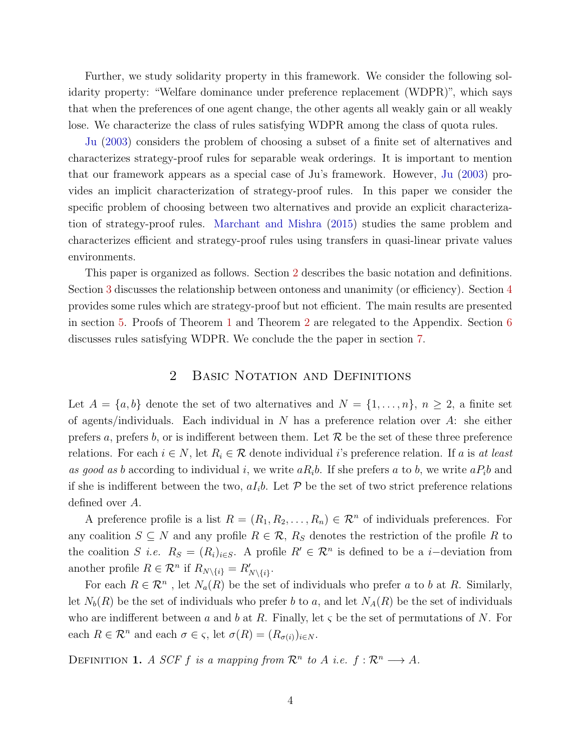Further, we study solidarity property in this framework. We consider the following solidarity property: "Welfare dominance under preference replacement (WDPR)", which says that when the preferences of one agent change, the other agents all weakly gain or all weakly lose. We characterize the class of rules satisfying WDPR among the class of quota rules.

Ju (2003) considers the problem of choosing a subset of a finite set of alternatives and characterizes strategy-proof rules for separable weak orderings. It is important to mention that our framework appears as a special case of Ju's framework. However, Ju (2003) provides an implicit characterization of strategy-proof rules. In this paper we consider the specific problem of choosing between two alternatives and provide an explicit characterization of strategy-proof rules. Marchant and Mishra (2015) studies the same problem and characterizes efficient and strategy-proof rules using transfers in quasi-linear private values environments.

This paper is organized as follows. Section 2 describes the basic notation and definitions. Section 3 discusses the relationship between ontoness and unanimity (or efficiency). Section 4 provides some rules which are strategy-proof but not efficient. The main results are presented in section 5. Proofs of Theorem 1 and Theorem 2 are relegated to the Appendix. Section 6 discusses rules satisfying WDPR. We conclude the the paper in section 7.

## 2 Basic Notation and Definitions

Let $A = \{a, b\}$ denote the set of two alternatives and $N = \{1, \ldots, n\}$, $n \geq 2$, a finite set of agents/individuals. Each individual in $N$ has a preference relation over $A$: she either prefers $a$, prefers $b$, or is indifferent between them. Let $\mathcal{R}$ be the set of these three preference relations. For each $i \in N$, let $R_i \in \mathcal{R}$ denote individual $i$'s preference relation. If $a$ is *at least as good as* $b$ according to individual $i$, we write $aR_ib$. If she prefers $a$ to $b$, we write $aP_ib$ and if she is indifferent between the two, $aI_ib$. Let $\mathcal{P}$ be the set of two strict preference relations defined over $A$.

A preference profile is a list $R = (R_1, R_2, \ldots, R_n) \in \mathcal{R}^n$ of individuals preferences. For any coalition $S \subseteq N$ and any profile $R \in \mathcal{R}$, $R_S$ denotes the restriction of the profile $R$ to the coalition $S$ *i.e.* $R_S = (R_i)_{i \in S}$. A profile $R' \in \mathcal{R}^n$ is defined to be a $i-$deviation from another profile $R \in \mathcal{R}^n$ if $R_{N \setminus \{i\}} = R'_{N \setminus \{i\}}$.

For each $R \in \mathcal{R}^n$ , let $N_a(R)$ be the set of individuals who prefer $a$ to $b$ at $R$. Similarly, let $N_b(R)$ be the set of individuals who prefer $b$ to $a$, and let $N_A(R)$ be the set of individuals who are indifferent between $a$ and $b$ at $R$. Finally, let $\varsigma$ be the set of permutations of $N$. For each $R \in \mathcal{R}^n$ and each $\sigma \in \varsigma$, let $\sigma(R) = (R_{\sigma(i)})_{i \in N}$.

Definition 1. *A SCF $f$ is a mapping from $\mathcal{R}^n$ to $A$ i.e. $f : \mathcal{R}^n \longrightarrow A$.*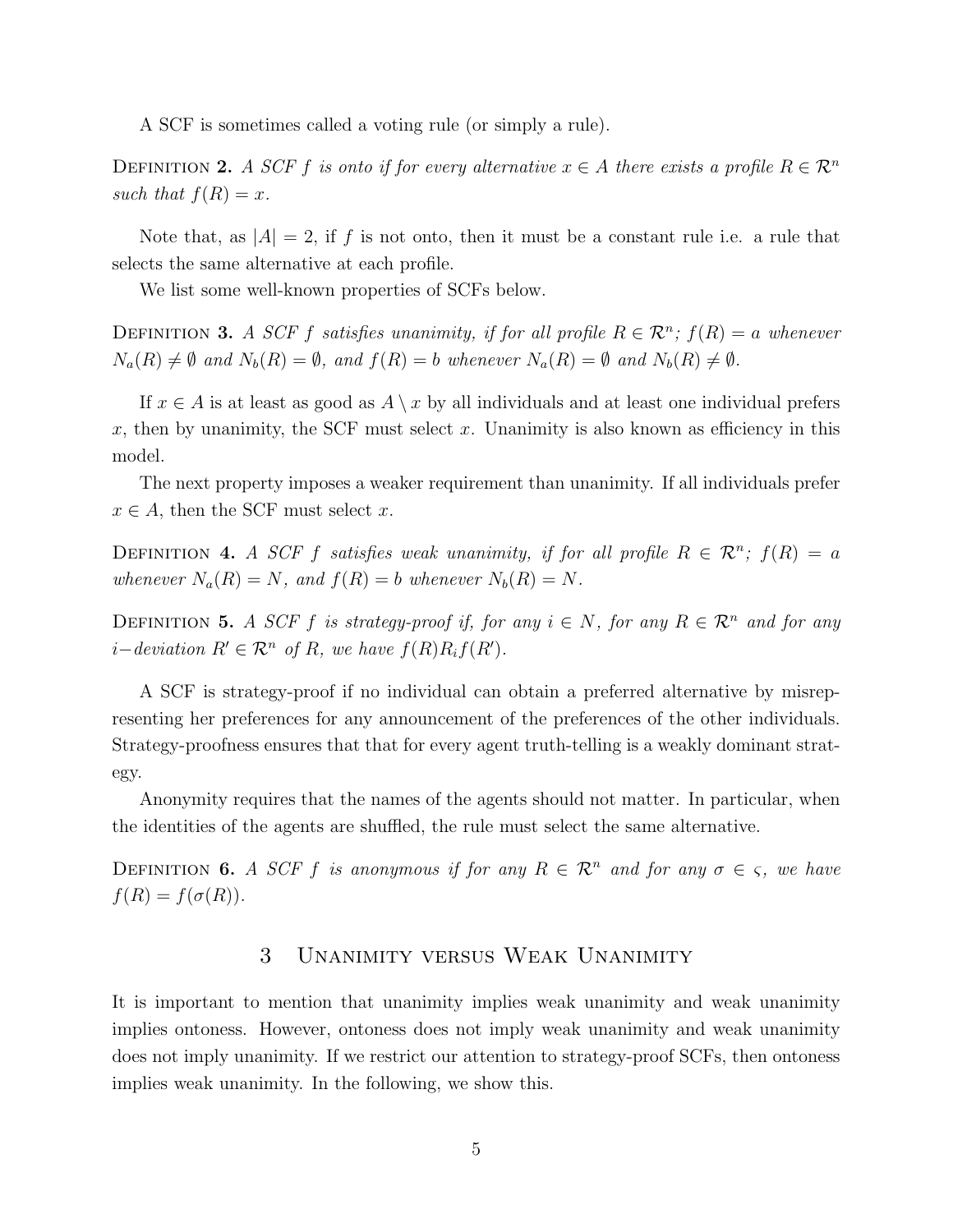A SCF is sometimes called a voting rule (or simply a rule).

**Definition 2.** *A SCF $f$ is onto if for every alternative $x \in A$ there exists a profile $R \in \mathcal{R}^n$ such that $f(R) = x$.*

Note that, as $|A| = 2$, if $f$ is not onto, then it must be a constant rule i.e. a rule that selects the same alternative at each profile.

We list some well-known properties of SCFs below.

**Definition 3.** *A SCF $f$ satisfies unanimity, if for all profile $R \in \mathcal{R}^n$; $f(R) = a$ whenever $N_a(R) \neq \emptyset$ and $N_b(R) = \emptyset$, and $f(R) = b$ whenever $N_a(R) = \emptyset$ and $N_b(R) \neq \emptyset$.*

If $x \in A$ is at least as good as $A \setminus x$ by all individuals and at least one individual prefers $x$, then by unanimity, the SCF must select $x$. Unanimity is also known as efficiency in this model.

The next property imposes a weaker requirement than unanimity. If all individuals prefer $x \in A$, then the SCF must select $x$.

**Definition 4.** *A SCF $f$ satisfies weak unanimity, if for all profile $R \in \mathcal{R}^n$; $f(R) = a$ whenever $N_a(R) = N$, and $f(R) = b$ whenever $N_b(R) = N$.*

**Definition 5.** *A SCF $f$ is strategy-proof if, for any $i \in N$, for any $R \in \mathcal{R}^n$ and for any $i-$deviation $R' \in \mathcal{R}^n$ of $R$, we have $f(R) R_i f(R')$.*

A SCF is strategy-proof if no individual can obtain a preferred alternative by misrepresenting her preferences for any announcement of the preferences of the other individuals. Strategy-proofness ensures that that for every agent truth-telling is a weakly dominant strategy.

Anonymity requires that the names of the agents should not matter. In particular, when the identities of the agents are shuffled, the rule must select the same alternative.

**Definition 6.** *A SCF $f$ is anonymous if for any $R \in \mathcal{R}^n$ and for any $\sigma \in \varsigma$, we have $f(R) = f(\sigma(R))$.*

## 3 Unanimity versus Weak Unanimity

It is important to mention that unanimity implies weak unanimity and weak unanimity implies ontoness. However, ontoness does not imply weak unanimity and weak unanimity does not imply unanimity. If we restrict our attention to strategy-proof SCFs, then ontoness implies weak unanimity. In the following, we show this.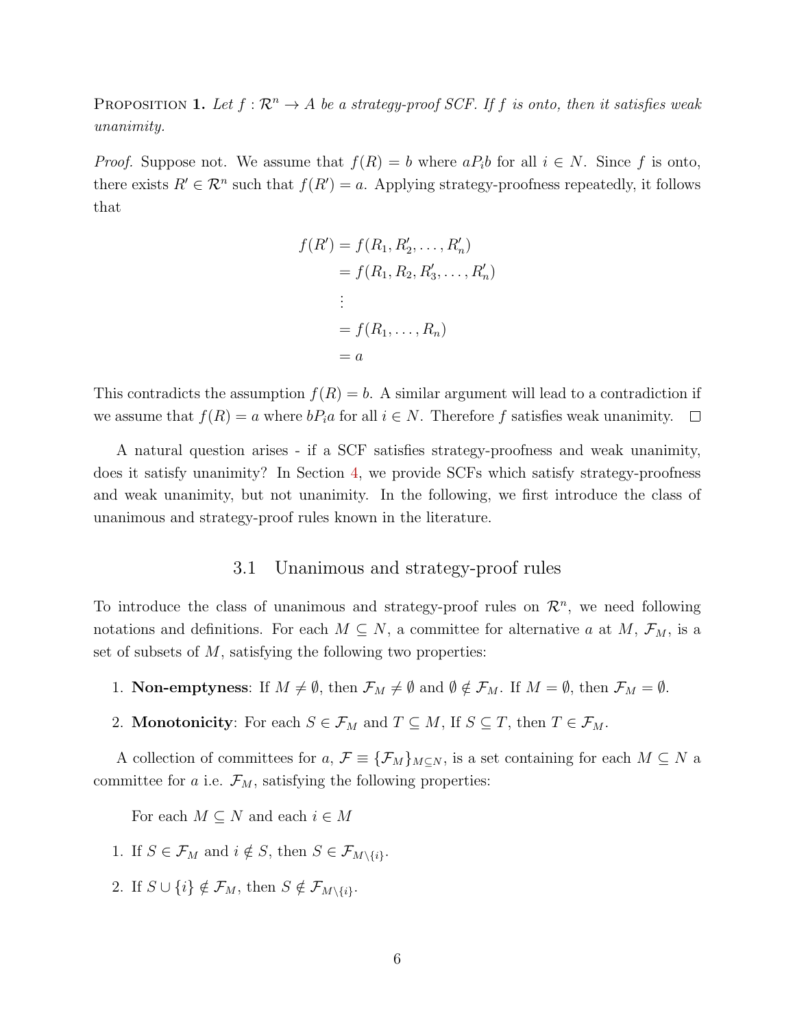PROPOSITION 1. *Let $f : \mathcal{R}^n \to A$ be a strategy-proof SCF. If $f$ is onto, then it satisfies weak unanimity.*

*Proof.* Suppose not. We assume that $f(R) = b$ where $aP_ib$ for all $i \in N$. Since $f$ is onto, there exists $R' \in \mathcal{R}^n$ such that $f(R') = a$. Applying strategy-proofness repeatedly, it follows that

$$
\begin{aligned}
f(R') &= f(R_1, R'_2, \ldots, R'_n) \\
&= f(R_1, R_2, R'_3, \ldots, R'_n) \\
&\vdots \\
&= f(R_1, \ldots, R_n) \\
&= a
\end{aligned}
$$

This contradicts the assumption $f(R) = b$. A similar argument will lead to a contradiction if we assume that $f(R) = a$ where $bP_ia$ for all $i \in N$. Therefore $f$ satisfies weak unanimity. □

A natural question arises - if a SCF satisfies strategy-proofness and weak unanimity, does it satisfy unanimity? In Section 4, we provide SCFs which satisfy strategy-proofness and weak unanimity, but not unanimity. In the following, we first introduce the class of unanimous and strategy-proof rules known in the literature.

## 3.1 Unanimous and strategy-proof rules

To introduce the class of unanimous and strategy-proof rules on $\mathcal{R}^n$, we need following notations and definitions. For each $M \subseteq N$, a committee for alternative $a$ at $M$, $\mathcal{F}_M$, is a set of subsets of $M$, satisfying the following two properties:

1. **Non-emptyness**: If $M \neq \emptyset$, then $\mathcal{F}_M \neq \emptyset$ and $\emptyset \notin \mathcal{F}_M$. If $M = \emptyset$, then $\mathcal{F}_M = \emptyset$.
2. **Monotonicity**: For each $S \in \mathcal{F}_M$ and $T \subseteq M$, If $S \subseteq T$, then $T \in \mathcal{F}_M$.

A collection of committees for $a$, $\mathcal{F} \equiv \{\mathcal{F}_M\}_{M \subseteq N}$, is a set containing for each $M \subseteq N$ a committee for $a$ i.e. $\mathcal{F}_M$, satisfying the following properties:

For each $M \subseteq N$ and each $i \in M$

1. If $S \in \mathcal{F}_M$ and $i \notin S$, then $S \in \mathcal{F}_{M \setminus \{i\}}$.
2. If $S \cup \{i\} \notin \mathcal{F}_M$, then $S \notin \mathcal{F}_{M \setminus \{i\}}$.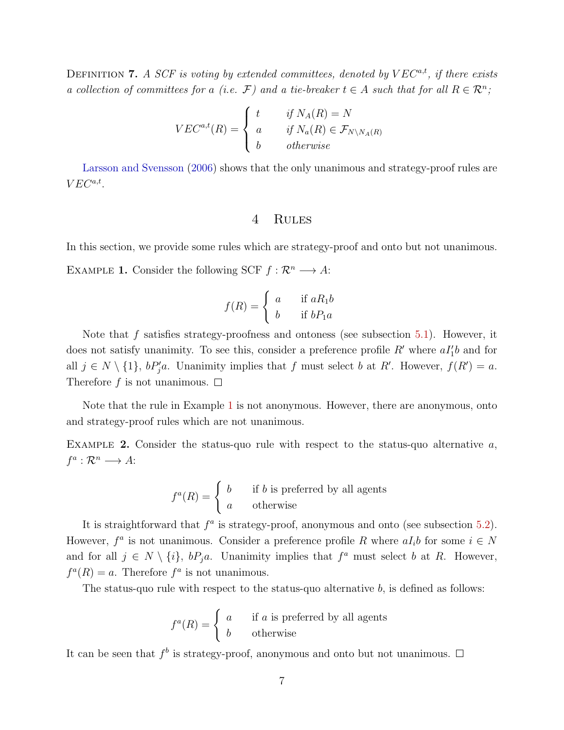Definition **7.** *A SCF is voting by extended committees, denoted by $VEC^{a,t}$, if there exists a collection of committees for a (i.e. $\mathcal{F}$) and a tie-breaker $t \in A$ such that for all $R \in \mathcal{R}^n$;*

$$VEC^{a,t}(R) = \begin{cases} t & \text{if } N_A(R) = N \\ a & \text{if } N_a(R) \in \mathcal{F}_{N \setminus N_A(R)} \\ b & \text{otherwise} \end{cases}$$

Larsson and Svensson (2006) shows that the only unanimous and strategy-proof rules are $VEC^{a,t}$.

## 4 Rules

In this section, we provide some rules which are strategy-proof and onto but not unanimous.

Example **1.** Consider the following SCF $f : \mathcal{R}^n \longrightarrow A$:

$$f(R) = \begin{cases} a & \text{if } aR_1b \\ b & \text{if } bP_1a \end{cases}$$

Note that $f$ satisfies strategy-proofness and ontoness (see subsection 5.1). However, it does not satisfy unanimity. To see this, consider a preference profile $R'$ where $aI'_1b$ and for all $j \in N \setminus \{1\}$, $bP'_ja$. Unanimity implies that $f$ must select $b$ at $R'$. However, $f(R') = a$. Therefore $f$ is not unanimous. □

Note that the rule in Example 1 is not anonymous. However, there are anonymous, onto and strategy-proof rules which are not unanimous.

Example **2.** Consider the status-quo rule with respect to the status-quo alternative $a$, $f^a : \mathcal{R}^n \longrightarrow A$:

$$f^a(R) = \begin{cases} b & \text{if } b \text{ is preferred by all agents} \\ a & \text{otherwise} \end{cases}$$

It is straightforward that $f^a$ is strategy-proof, anonymous and onto (see subsection 5.2). However, $f^a$ is not unanimous. Consider a preference profile $R$ where $aI_ib$ for some $i \in N$ and for all $j \in N \setminus \{i\}$, $bP_ja$. Unanimity implies that $f^a$ must select $b$ at $R$. However, $f^a(R) = a$. Therefore $f^a$ is not unanimous.

The status-quo rule with respect to the status-quo alternative $b$, is defined as follows:

$$f^a(R) = \begin{cases} a & \text{if } a \text{ is preferred by all agents} \\ b & \text{otherwise} \end{cases}$$

It can be seen that $f^b$ is strategy-proof, anonymous and onto but not unanimous. □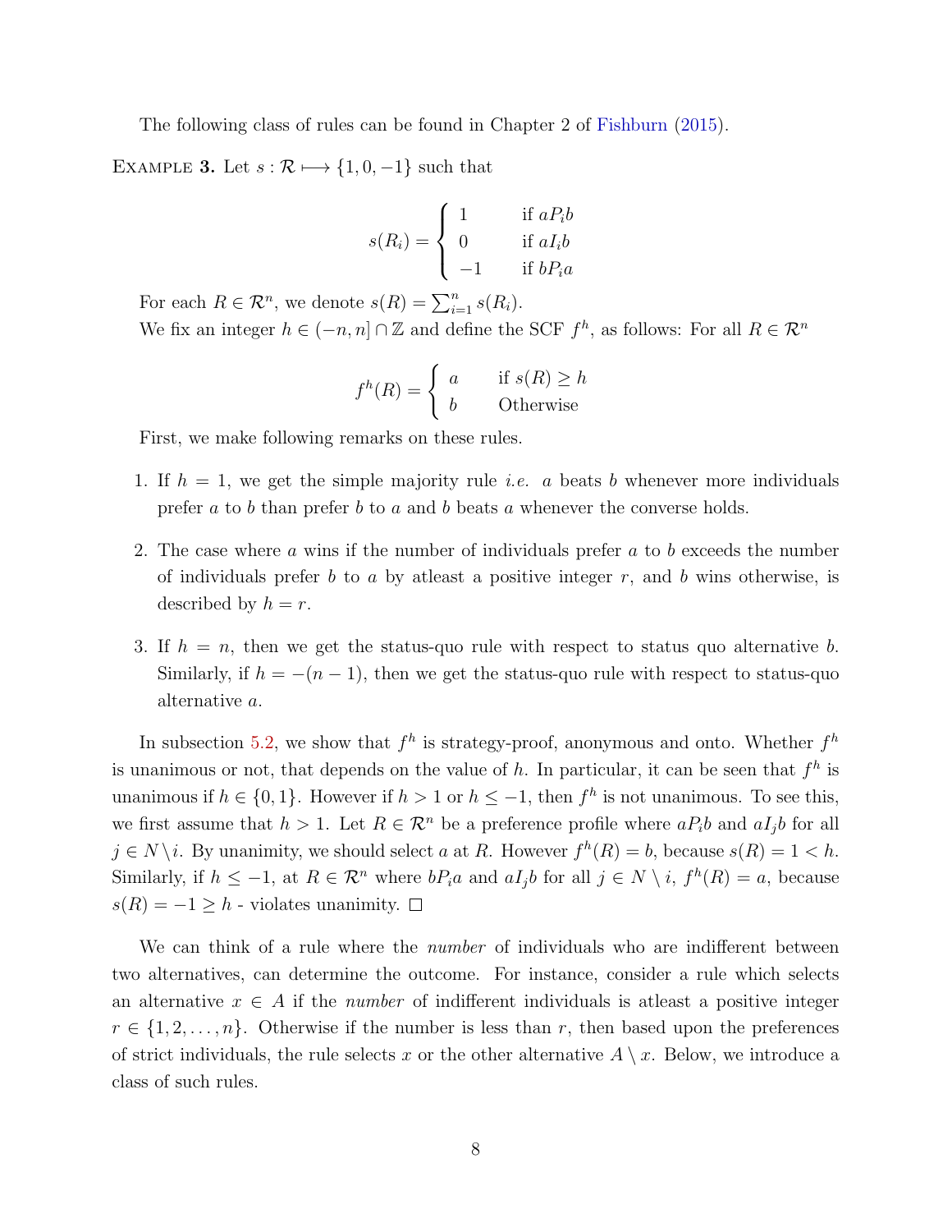The following class of rules can be found in Chapter 2 of Fishburn (2015).

Example 3. Let $s : \mathcal{R} \longmapsto \{1, 0, -1\}$ such that

$$s(R_i) = \begin{cases} 1 & \text{if } aP_ib \\ 0 & \text{if } aI_ib \\ -1 & \text{if } bP_ia \end{cases}$$

For each $R \in \mathcal{R}^n$, we denote $s(R) = \sum_{i=1}^{n} s(R_i)$.

We fix an integer $h \in (-n, n] \cap \mathbb{Z}$ and define the SCF $f^h$, as follows: For all $R \in \mathcal{R}^n$

$$f^h(R) = \begin{cases} a & \text{if } s(R) \geq h \\ b & \text{Otherwise} \end{cases}$$

First, we make following remarks on these rules.

1. If $h = 1$, we get the simple majority rule *i.e.* $a$ beats $b$ whenever more individuals prefer $a$ to $b$ than prefer $b$ to $a$ and $b$ beats $a$ whenever the converse holds.
2. The case where $a$ wins if the number of individuals prefer $a$ to $b$ exceeds the number of individuals prefer $b$ to $a$ by atleast a positive integer $r$, and $b$ wins otherwise, is described by $h = r$.
3. If $h = n$, then we get the status-quo rule with respect to status quo alternative $b$. Similarly, if $h = -(n-1)$, then we get the status-quo rule with respect to status-quo alternative $a$.

In subsection 5.2, we show that $f^h$ is strategy-proof, anonymous and onto. Whether $f^h$ is unanimous or not, that depends on the value of $h$. In particular, it can be seen that $f^h$ is unanimous if $h \in \{0, 1\}$. However if $h > 1$ or $h \leq -1$, then $f^h$ is not unanimous. To see this, we first assume that $h > 1$. Let $R \in \mathcal{R}^n$ be a preference profile where $aP_ib$ and $aI_jb$ for all $j \in N \setminus i$. By unanimity, we should select $a$ at $R$. However $f^h(R) = b$, because $s(R) = 1 < h$. Similarly, if $h \leq -1$, at $R \in \mathcal{R}^n$ where $bP_ia$ and $aI_jb$ for all $j \in N \setminus i$, $f^h(R) = a$, because $s(R) = -1 \geq h$ - violates unanimity. $\square$

We can think of a rule where the *number* of individuals who are indifferent between two alternatives, can determine the outcome. For instance, consider a rule which selects an alternative $x \in A$ if the *number* of indifferent individuals is atleast a positive integer $r \in \{1, 2, \ldots, n\}$. Otherwise if the number is less than $r$, then based upon the preferences of strict individuals, the rule selects $x$ or the other alternative $A \setminus x$. Below, we introduce a class of such rules.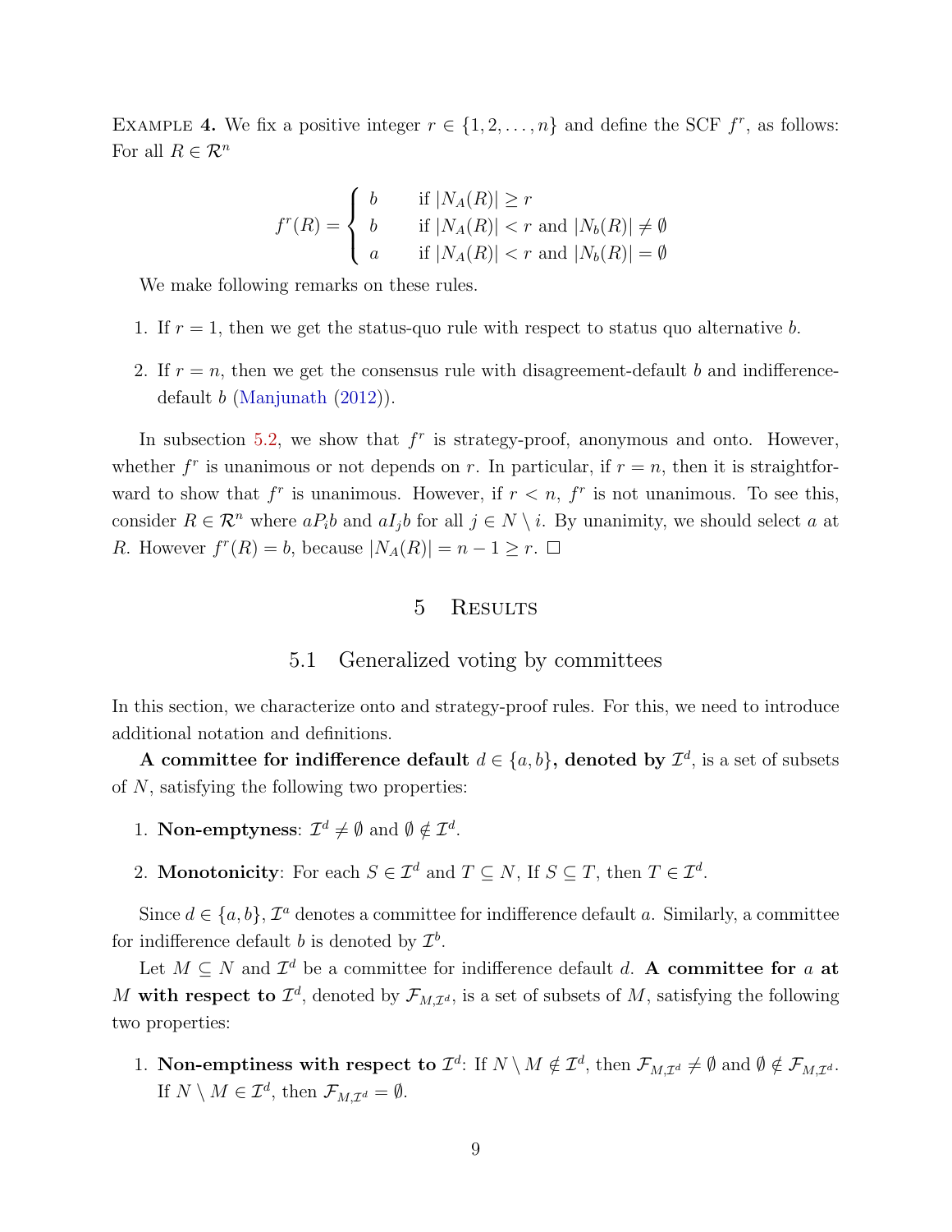Example 4. We fix a positive integer $r \in \{1, 2, \ldots, n\}$ and define the SCF $f^r$, as follows: For all $R \in \mathcal{R}^n$

$$f^r(R) = \begin{cases} b & \text{if } |N_A(R)| \geq r \\ b & \text{if } |N_A(R)| < r \text{ and } |N_b(R)| \neq \emptyset \\ a & \text{if } |N_A(R)| < r \text{ and } |N_b(R)| = \emptyset \end{cases}$$

We make following remarks on these rules.

1. If $r = 1$, then we get the status-quo rule with respect to status quo alternative $b$.
2. If $r = n$, then we get the consensus rule with disagreement-default $b$ and indifference-default $b$ (Manjunath (2012)).

In subsection 5.2, we show that $f^r$ is strategy-proof, anonymous and onto. However, whether $f^r$ is unanimous or not depends on $r$. In particular, if $r = n$, then it is straightforward to show that $f^r$ is unanimous. However, if $r < n$, $f^r$ is not unanimous. To see this, consider $R \in \mathcal{R}^n$ where $aP_ib$ and $aI_jb$ for all $j \in N \setminus i$. By unanimity, we should select $a$ at $R$. However $f^r(R) = b$, because $|N_A(R)| = n - 1 \geq r$. □

# 5 Results

## 5.1 Generalized voting by committees

In this section, we characterize onto and strategy-proof rules. For this, we need to introduce additional notation and definitions.

**A committee for indifference default $d \in \{a, b\}$, denoted by $\mathcal{I}^d$**, is a set of subsets of $N$, satisfying the following two properties:

1. **Non-emptyness**: $\mathcal{I}^d \neq \emptyset$ and $\emptyset \notin \mathcal{I}^d$.
2. **Monotonicity**: For each $S \in \mathcal{I}^d$ and $T \subseteq N$, If $S \subseteq T$, then $T \in \mathcal{I}^d$.

Since $d \in \{a, b\}$, $\mathcal{I}^a$ denotes a committee for indifference default $a$. Similarly, a committee for indifference default $b$ is denoted by $\mathcal{I}^b$.

Let $M \subseteq N$ and $\mathcal{I}^d$ be a committee for indifference default $d$. **A committee for $a$ at $M$ with respect to $\mathcal{I}^d$**, denoted by $\mathcal{F}_{M,\mathcal{I}^d}$, is a set of subsets of $M$, satisfying the following two properties:

1. **Non-emptiness with respect to $\mathcal{I}^d$**: If $N \setminus M \notin \mathcal{I}^d$, then $\mathcal{F}_{M,\mathcal{I}^d} \neq \emptyset$ and $\emptyset \notin \mathcal{F}_{M,\mathcal{I}^d}$. If $N \setminus M \in \mathcal{I}^d$, then $\mathcal{F}_{M,\mathcal{I}^d} = \emptyset$.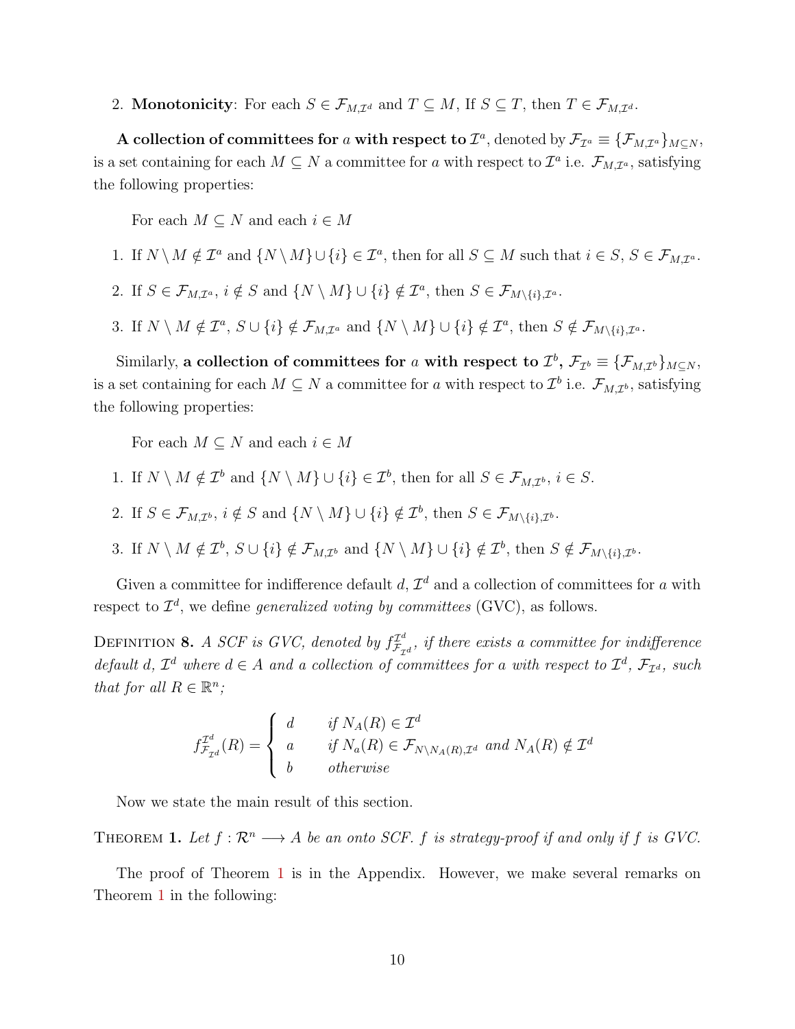2. **Monotonicity**: For each $S \in \mathcal{F}_{M,\mathcal{I}^d}$ and $T \subseteq M$, If $S \subseteq T$, then $T \in \mathcal{F}_{M,\mathcal{I}^d}$.

**A collection of committees for** $a$ **with respect to** $\mathcal{I}^a$, denoted by $\mathcal{F}_{\mathcal{I}^a} \equiv \{\mathcal{F}_{M,\mathcal{I}^a}\}_{M \subseteq N}$, is a set containing for each $M \subseteq N$ a committee for $a$ with respect to $\mathcal{I}^a$ i.e. $\mathcal{F}_{M,\mathcal{I}^a}$, satisfying the following properties:

For each $M \subseteq N$ and each $i \in M$

1. If $N \setminus M \notin \mathcal{I}^a$ and $\{N \setminus M\} \cup \{i\} \in \mathcal{I}^a$, then for all $S \subseteq M$ such that $i \in S$, $S \in \mathcal{F}_{M,\mathcal{I}^a}$.
2. If $S \in \mathcal{F}_{M,\mathcal{I}^a}$, $i \notin S$ and $\{N \setminus M\} \cup \{i\} \notin \mathcal{I}^a$, then $S \in \mathcal{F}_{M \setminus \{i\},\mathcal{I}^a}$.
3. If $N \setminus M \notin \mathcal{I}^a$, $S \cup \{i\} \notin \mathcal{F}_{M,\mathcal{I}^a}$ and $\{N \setminus M\} \cup \{i\} \notin \mathcal{I}^a$, then $S \notin \mathcal{F}_{M \setminus \{i\},\mathcal{I}^a}$.

Similarly, **a collection of committees for** $a$ **with respect to** $\mathcal{I}^b$**,** $\mathcal{F}_{\mathcal{I}^b} \equiv \{\mathcal{F}_{M,\mathcal{I}^b}\}_{M \subseteq N}$, is a set containing for each $M \subseteq N$ a committee for $a$ with respect to $\mathcal{I}^b$ i.e. $\mathcal{F}_{M,\mathcal{I}^b}$, satisfying the following properties:

For each $M \subseteq N$ and each $i \in M$

1. If $N \setminus M \notin \mathcal{I}^b$ and $\{N \setminus M\} \cup \{i\} \in \mathcal{I}^b$, then for all $S \in \mathcal{F}_{M,\mathcal{I}^b}$, $i \in S$.
2. If $S \in \mathcal{F}_{M,\mathcal{I}^b}$, $i \notin S$ and $\{N \setminus M\} \cup \{i\} \notin \mathcal{I}^b$, then $S \in \mathcal{F}_{M \setminus \{i\},\mathcal{I}^b}$.
3. If $N \setminus M \notin \mathcal{I}^b$, $S \cup \{i\} \notin \mathcal{F}_{M,\mathcal{I}^b}$ and $\{N \setminus M\} \cup \{i\} \notin \mathcal{I}^b$, then $S \notin \mathcal{F}_{M \setminus \{i\},\mathcal{I}^b}$.

Given a committee for indifference default $d$, $\mathcal{I}^d$ and a collection of committees for $a$ with respect to $\mathcal{I}^d$, we define *generalized voting by committees* (GVC), as follows.

Definition 8. *A SCF is GVC, denoted by* $f^{\mathcal{I}^d}_{\mathcal{F}_{\mathcal{I}^d}}$*, if there exists a committee for indifference default d,* $\mathcal{I}^d$ *where* $d \in A$ *and a collection of committees for a with respect to* $\mathcal{I}^d$*,* $\mathcal{F}_{\mathcal{I}^d}$*, such that for all* $R \in \mathbb{R}^n$*;*

$$f^{\mathcal{I}^d}_{\mathcal{F}_{\mathcal{I}^d}}(R) = \begin{cases} d & \text{if } N_A(R) \in \mathcal{I}^d \\ a & \text{if } N_a(R) \in \mathcal{F}_{N \setminus N_A(R),\mathcal{I}^d} \text{ and } N_A(R) \notin \mathcal{I}^d \\ b & \text{otherwise} \end{cases}$$

Now we state the main result of this section.

Theorem 1. *Let* $f : \mathcal{R}^n \longrightarrow A$ *be an onto SCF.* $f$ *is strategy-proof if and only if* $f$ *is GVC.*

The proof of Theorem 1 is in the Appendix. However, we make several remarks on Theorem 1 in the following: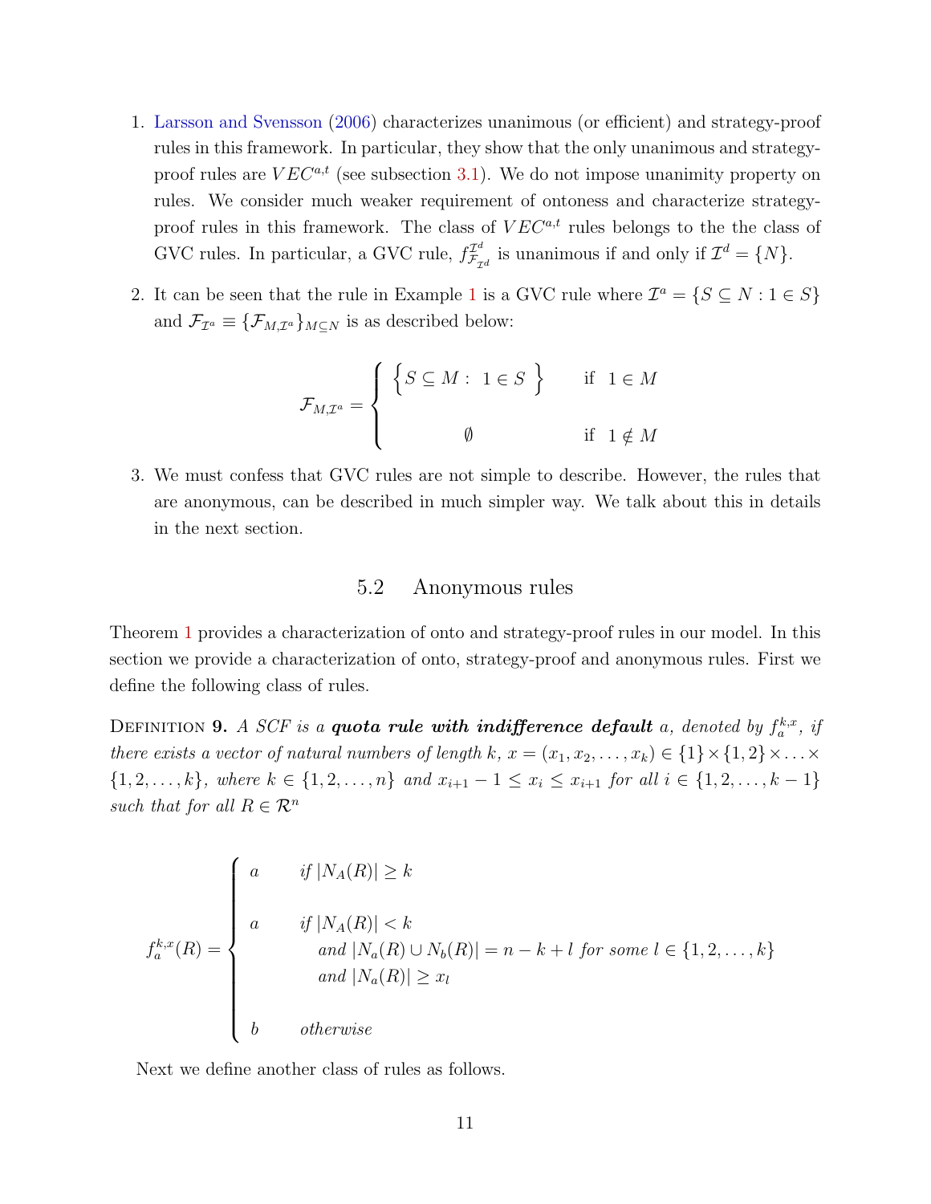1. Larsson and Svensson (2006) characterizes unanimous (or efficient) and strategy-proof rules in this framework. In particular, they show that the only unanimous and strategy-proof rules are $VEC^{a,t}$ (see subsection 3.1). We do not impose unanimity property on rules. We consider much weaker requirement of ontoness and characterize strategy-proof rules in this framework. The class of $VEC^{a,t}$ rules belongs to the the class of GVC rules. In particular, a GVC rule, $f^{\mathcal{I}^d}_{\mathcal{F}_{\mathcal{I}^d}}$ is unanimous if and only if $\mathcal{I}^d = \{N\}$.

2. It can be seen that the rule in Example 1 is a GVC rule where $\mathcal{I}^a = \{S \subseteq N : 1 \in S\}$ and $\mathcal{F}_{\mathcal{I}^a} \equiv \{\mathcal{F}_{M,\mathcal{I}^a}\}_{M \subseteq N}$ is as described below:

$$
\mathcal{F}_{M,\mathcal{I}^a} = \begin{cases} \Big\{ S \subseteq M : \ 1 \in S \Big\} & \text{if } \ 1 \in M \\[2ex] \emptyset & \text{if } \ 1 \notin M \end{cases}
$$

3. We must confess that GVC rules are not simple to describe. However, the rules that are anonymous, can be described in much simpler way. We talk about this in details in the next section.

## 5.2 Anonymous rules

Theorem 1 provides a characterization of onto and strategy-proof rules in our model. In this section we provide a characterization of onto, strategy-proof and anonymous rules. First we define the following class of rules.

Definition 9. *A SCF is a* ***quota rule with indifference default*** *$a$, denoted by $f_a^{k,x}$, if there exists a vector of natural numbers of length $k$, $x = (x_1, x_2, \ldots, x_k) \in \{1\} \times \{1,2\} \times \ldots \times \{1,2,\ldots,k\}$, where $k \in \{1,2,\ldots,n\}$ and $x_{i+1} - 1 \leq x_i \leq x_{i+1}$ for all $i \in \{1,2,\ldots,k-1\}$ such that for all $R \in \mathcal{R}^n$*

$$
f_a^{k,x}(R) = \begin{cases} a & \textit{if } |N_A(R)| \geq k \\[2ex] a & \textit{if } |N_A(R)| < k \\ & \quad \textit{and } |N_a(R) \cup N_b(R)| = n - k + l \textit{ for some } l \in \{1,2,\ldots,k\} \\ & \quad \textit{and } |N_a(R)| \geq x_l \\[2ex] b & \textit{otherwise} \end{cases}
$$

Next we define another class of rules as follows.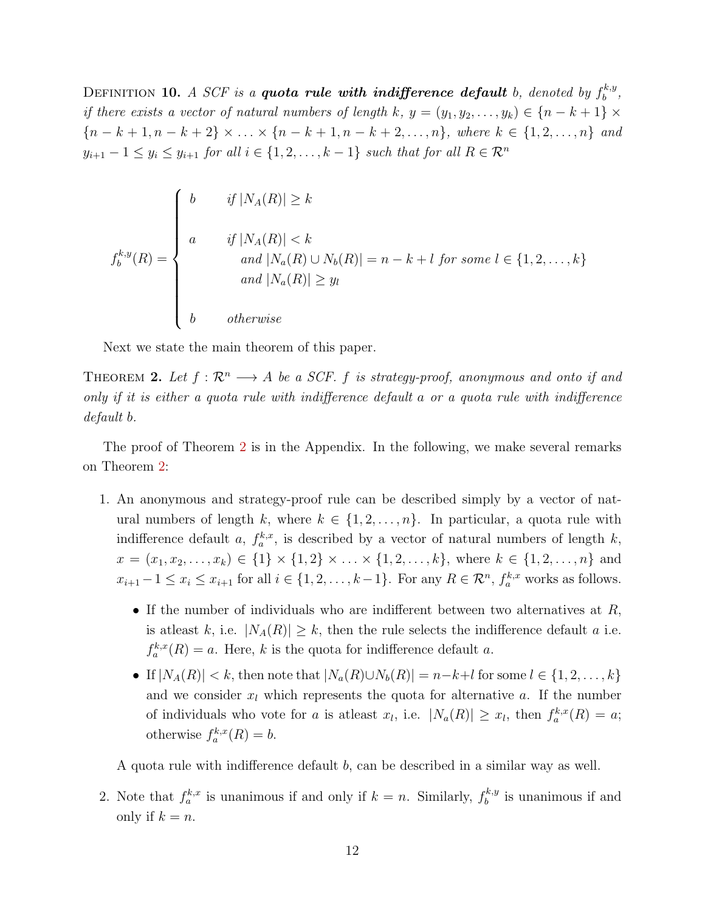Definition **10.** *A SCF is a* ***quota rule with indifference default*** *$b$, denoted by $f_b^{k,y}$, if there exists a vector of natural numbers of length $k$, $y = (y_1, y_2, \ldots, y_k) \in \{n-k+1\} \times \{n-k+1, n-k+2\} \times \ldots \times \{n-k+1, n-k+2, \ldots, n\}$, where $k \in \{1, 2, \ldots, n\}$ and $y_{i+1} - 1 \leq y_i \leq y_{i+1}$ for all $i \in \{1, 2, \ldots, k-1\}$ such that for all $R \in \mathcal{R}^n$*

$$
f_b^{k,y}(R) = \begin{cases} b & \text{if } |N_A(R)| \geq k \\[2ex] a & \text{if } |N_A(R)| < k \\ & \quad \text{and } |N_a(R) \cup N_b(R)| = n - k + l \text{ for some } l \in \{1, 2, \ldots, k\} \\ & \quad \text{and } |N_a(R)| \geq y_l \\[2ex] b & \text{otherwise} \end{cases}
$$

Next we state the main theorem of this paper.

Theorem **2.** *Let $f : \mathcal{R}^n \longrightarrow A$ be a SCF. $f$ is strategy-proof, anonymous and onto if and only if it is either a quota rule with indifference default $a$ or a quota rule with indifference default $b$.*

The proof of Theorem 2 is in the Appendix. In the following, we make several remarks on Theorem 2:

1. An anonymous and strategy-proof rule can be described simply by a vector of natural numbers of length $k$, where $k \in \{1, 2, \ldots, n\}$. In particular, a quota rule with indifference default $a$, $f_a^{k,x}$, is described by a vector of natural numbers of length $k$, $x = (x_1, x_2, \ldots, x_k) \in \{1\} \times \{1, 2\} \times \ldots \times \{1, 2, \ldots, k\}$, where $k \in \{1, 2, \ldots, n\}$ and $x_{i+1} - 1 \leq x_i \leq x_{i+1}$ for all $i \in \{1, 2, \ldots, k-1\}$. For any $R \in \mathcal{R}^n$, $f_a^{k,x}$ works as follows.

   - If the number of individuals who are indifferent between two alternatives at $R$, is atleast $k$, i.e. $|N_A(R)| \geq k$, then the rule selects the indifference default $a$ i.e. $f_a^{k,x}(R) = a$. Here, $k$ is the quota for indifference default $a$.
   - If $|N_A(R)| < k$, then note that $|N_a(R) \cup N_b(R)| = n-k+l$ for some $l \in \{1, 2, \ldots, k\}$ and we consider $x_l$ which represents the quota for alternative $a$. If the number of individuals who vote for $a$ is atleast $x_l$, i.e. $|N_a(R)| \geq x_l$, then $f_a^{k,x}(R) = a$; otherwise $f_a^{k,x}(R) = b$.

   A quota rule with indifference default $b$, can be described in a similar way as well.

2. Note that $f_a^{k,x}$ is unanimous if and only if $k = n$. Similarly, $f_b^{k,y}$ is unanimous if and only if $k = n$.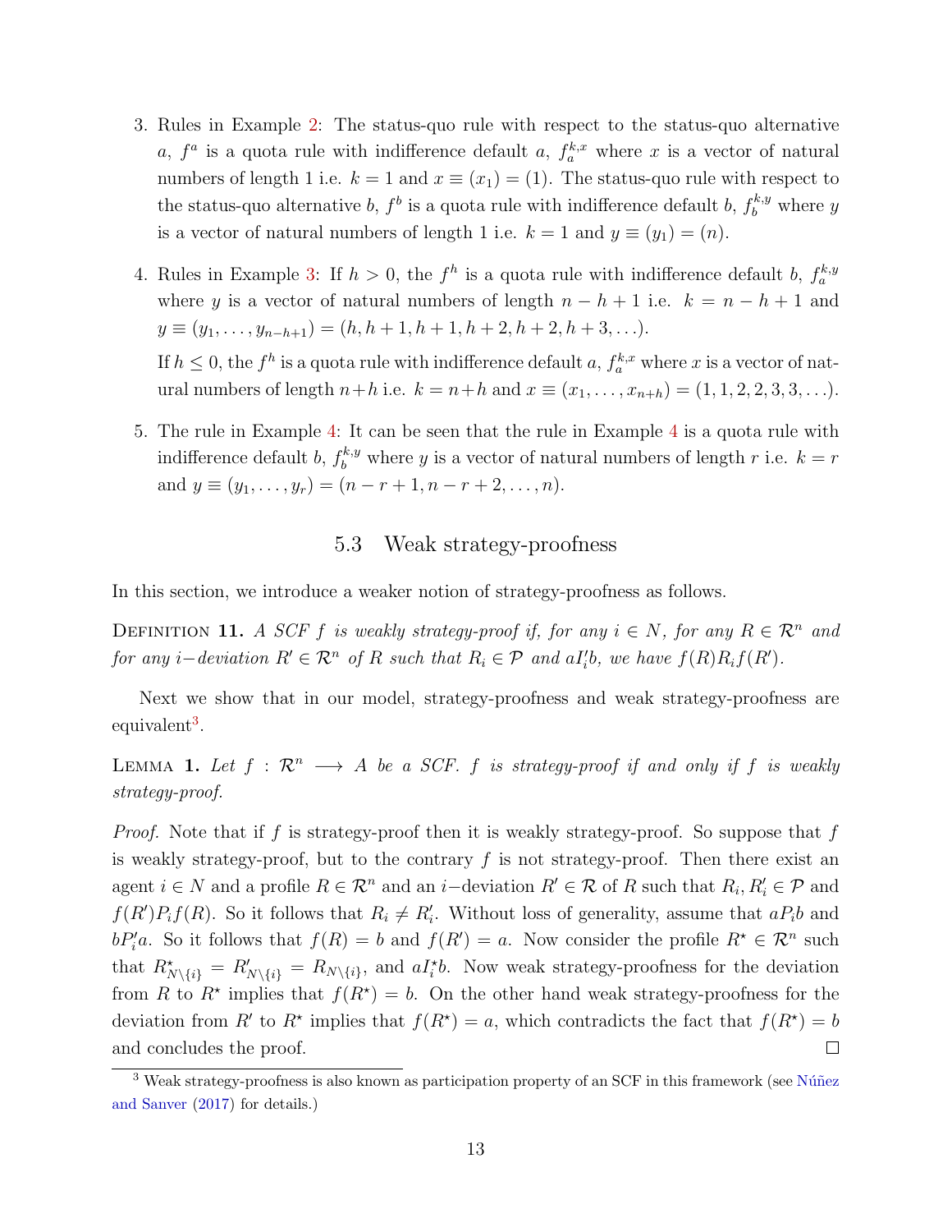3. Rules in Example 2: The status-quo rule with respect to the status-quo alternative $a$, $f^a$ is a quota rule with indifference default $a$, $f_a^{k,x}$ where $x$ is a vector of natural numbers of length 1 i.e. $k = 1$ and $x \equiv (x_1) = (1)$. The status-quo rule with respect to the status-quo alternative $b$, $f^b$ is a quota rule with indifference default $b$, $f_b^{k,y}$ where $y$ is a vector of natural numbers of length 1 i.e. $k = 1$ and $y \equiv (y_1) = (n)$.

4. Rules in Example 3: If $h > 0$, the $f^h$ is a quota rule with indifference default $b$, $f_a^{k,y}$ where $y$ is a vector of natural numbers of length $n - h + 1$ i.e. $k = n - h + 1$ and $y \equiv (y_1, \ldots, y_{n-h+1}) = (h, h+1, h+1, h+2, h+2, h+3, \ldots)$.

   If $h \leq 0$, the $f^h$ is a quota rule with indifference default $a$, $f_a^{k,x}$ where $x$ is a vector of natural numbers of length $n+h$ i.e. $k = n+h$ and $x \equiv (x_1, \ldots, x_{n+h}) = (1, 1, 2, 2, 3, 3, \ldots)$.

5. The rule in Example 4: It can be seen that the rule in Example 4 is a quota rule with indifference default $b$, $f_b^{k,y}$ where $y$ is a vector of natural numbers of length $r$ i.e. $k = r$ and $y \equiv (y_1, \ldots, y_r) = (n - r + 1, n - r + 2, \ldots, n)$.

### 5.3 Weak strategy-proofness

In this section, we introduce a weaker notion of strategy-proofness as follows.

Definition 11. *A SCF $f$ is weakly strategy-proof if, for any $i \in N$, for any $R \in \mathcal{R}^n$ and for any $i-$deviation $R' \in \mathcal{R}^n$ of $R$ such that $R_i \in \mathcal{P}$ and $aI'_i b$, we have $f(R) R_i f(R')$.*

Next we show that in our model, strategy-proofness and weak strategy-proofness are equivalent[3].

Lemma 1. *Let $f : \mathcal{R}^n \longrightarrow A$ be a SCF. $f$ is strategy-proof if and only if $f$ is weakly strategy-proof.*

*Proof.* Note that if $f$ is strategy-proof then it is weakly strategy-proof. So suppose that $f$ is weakly strategy-proof, but to the contrary $f$ is not strategy-proof. Then there exist an agent $i \in N$ and a profile $R \in \mathcal{R}^n$ and an $i-$deviation $R' \in \mathcal{R}$ of $R$ such that $R_i, R'_i \in \mathcal{P}$ and $f(R') P_i f(R)$. So it follows that $R_i \neq R'_i$. Without loss of generality, assume that $a P_i b$ and $b P'_i a$. So it follows that $f(R) = b$ and $f(R') = a$. Now consider the profile $R^\star \in \mathcal{R}^n$ such that $R^\star_{N\setminus\{i\}} = R'_{N\setminus\{i\}} = R_{N\setminus\{i\}}$, and $a I^\star_i b$. Now weak strategy-proofness for the deviation from $R$ to $R^\star$ implies that $f(R^\star) = b$. On the other hand weak strategy-proofness for the deviation from $R'$ to $R^\star$ implies that $f(R^\star) = a$, which contradicts the fact that $f(R^\star) = b$ and concludes the proof. $\square$

[3] Weak strategy-proofness is also known as participation property of an SCF in this framework (see Núñez and Sanver (2017) for details.)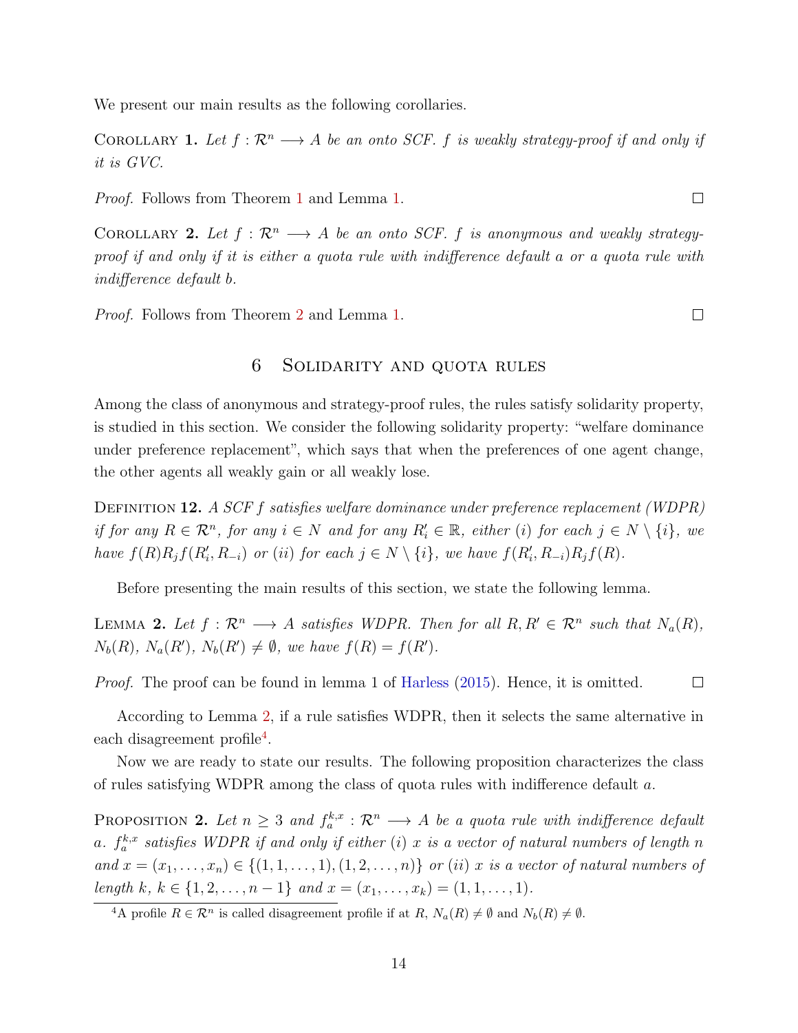We present our main results as the following corollaries.

Corollary 1. *Let $f : \mathcal{R}^n \longrightarrow A$ be an onto SCF. $f$ is weakly strategy-proof if and only if it is GVC.*

*Proof.* Follows from Theorem 1 and Lemma 1. □

Corollary 2. *Let $f : \mathcal{R}^n \longrightarrow A$ be an onto SCF. $f$ is anonymous and weakly strategy-proof if and only if it is either a quota rule with indifference default $a$ or a quota rule with indifference default $b$.*

*Proof.* Follows from Theorem 2 and Lemma 1. □

## 6 Solidarity and quota rules

Among the class of anonymous and strategy-proof rules, the rules satisfy solidarity property, is studied in this section. We consider the following solidarity property: "welfare dominance under preference replacement", which says that when the preferences of one agent change, the other agents all weakly gain or all weakly lose.

Definition 12. *A SCF $f$ satisfies welfare dominance under preference replacement (WDPR) if for any $R \in \mathcal{R}^n$, for any $i \in N$ and for any $R'_i \in \mathbb{R}$, either (i) for each $j \in N \setminus \{i\}$, we have $f(R)R_j f(R'_i, R_{-i})$ or (ii) for each $j \in N \setminus \{i\}$, we have $f(R'_i, R_{-i})R_j f(R)$.*

Before presenting the main results of this section, we state the following lemma.

Lemma 2. *Let $f : \mathcal{R}^n \longrightarrow A$ satisfies WDPR. Then for all $R, R' \in \mathcal{R}^n$ such that $N_a(R)$, $N_b(R)$, $N_a(R')$, $N_b(R') \neq \emptyset$, we have $f(R) = f(R')$.*

*Proof.* The proof can be found in lemma 1 of Harless (2015). Hence, it is omitted. □

According to Lemma 2, if a rule satisfies WDPR, then it selects the same alternative in each disagreement profile[4].

Now we are ready to state our results. The following proposition characterizes the class of rules satisfying WDPR among the class of quota rules with indifference default $a$.

Proposition 2. *Let $n \geq 3$ and $f_a^{k,x} : \mathcal{R}^n \longrightarrow A$ be a quota rule with indifference default $a$. $f_a^{k,x}$ satisfies WDPR if and only if either (i) $x$ is a vector of natural numbers of length $n$ and $x = (x_1, \ldots, x_n) \in \{(1, 1, \ldots, 1), (1, 2, \ldots, n)\}$ or (ii) $x$ is a vector of natural numbers of length $k$, $k \in \{1, 2, \ldots, n-1\}$ and $x = (x_1, \ldots, x_k) = (1, 1, \ldots, 1)$.*

[4] A profile $R \in \mathcal{R}^n$ is called disagreement profile if at $R$, $N_a(R) \neq \emptyset$ and $N_b(R) \neq \emptyset$.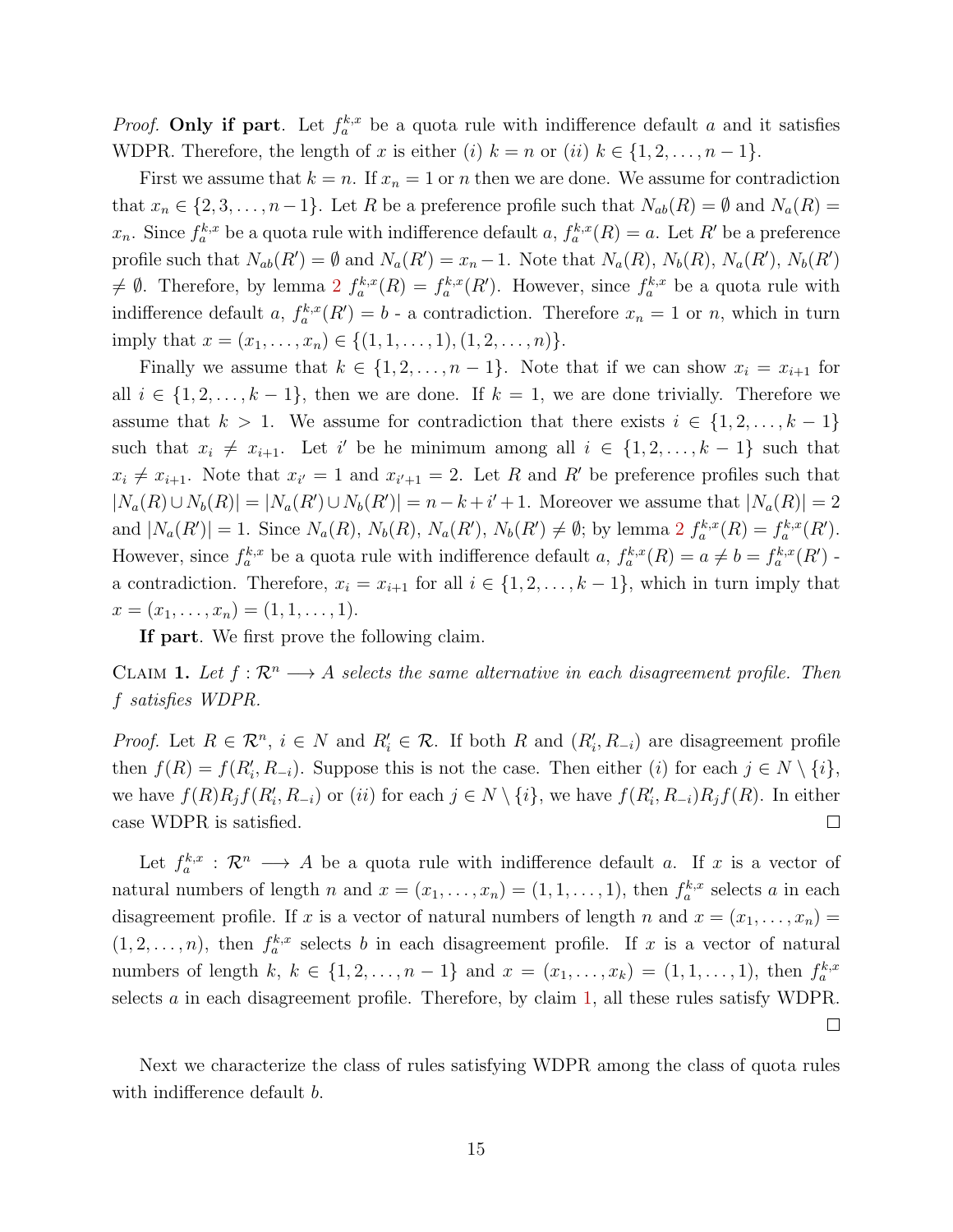*Proof.* **Only if part**. Let $f_a^{k,x}$ be a quota rule with indifference default $a$ and it satisfies WDPR. Therefore, the length of $x$ is either $(i)$ $k = n$ or $(ii)$ $k \in \{1, 2, \ldots, n-1\}$.

First we assume that $k = n$. If $x_n = 1$ or $n$ then we are done. We assume for contradiction that $x_n \in \{2, 3, \ldots, n-1\}$. Let $R$ be a preference profile such that $N_{ab}(R) = \emptyset$ and $N_a(R) = x_n$. Since $f_a^{k,x}$ be a quota rule with indifference default $a$, $f_a^{k,x}(R) = a$. Let $R'$ be a preference profile such that $N_{ab}(R') = \emptyset$ and $N_a(R') = x_n - 1$. Note that $N_a(R)$, $N_b(R)$, $N_a(R')$, $N_b(R')$ $\neq \emptyset$. Therefore, by lemma 2 $f_a^{k,x}(R) = f_a^{k,x}(R')$. However, since $f_a^{k,x}$ be a quota rule with indifference default $a$, $f_a^{k,x}(R') = b$ - a contradiction. Therefore $x_n = 1$ or $n$, which in turn imply that $x = (x_1, \ldots, x_n) \in \{(1, 1, \ldots, 1), (1, 2, \ldots, n)\}$.

Finally we assume that $k \in \{1, 2, \ldots, n-1\}$. Note that if we can show $x_i = x_{i+1}$ for all $i \in \{1, 2, \ldots, k-1\}$, then we are done. If $k = 1$, we are done trivially. Therefore we assume that $k > 1$. We assume for contradiction that there exists $i \in \{1, 2, \ldots, k-1\}$ such that $x_i \neq x_{i+1}$. Let $i'$ be he minimum among all $i \in \{1, 2, \ldots, k-1\}$ such that $x_i \neq x_{i+1}$. Note that $x_{i'} = 1$ and $x_{i'+1} = 2$. Let $R$ and $R'$ be preference profiles such that $|N_a(R) \cup N_b(R)| = |N_a(R') \cup N_b(R')| = n - k + i' + 1$. Moreover we assume that $|N_a(R)| = 2$ and $|N_a(R')| = 1$. Since $N_a(R)$, $N_b(R)$, $N_a(R')$, $N_b(R') \neq \emptyset$; by lemma 2 $f_a^{k,x}(R) = f_a^{k,x}(R')$. However, since $f_a^{k,x}$ be a quota rule with indifference default $a$, $f_a^{k,x}(R) = a \neq b = f_a^{k,x}(R')$ - a contradiction. Therefore, $x_i = x_{i+1}$ for all $i \in \{1, 2, \ldots, k-1\}$, which in turn imply that $x = (x_1, \ldots, x_n) = (1, 1, \ldots, 1)$.

**If part**. We first prove the following claim.

Claim 1. *Let $f : \mathcal{R}^n \longrightarrow A$ selects the same alternative in each disagreement profile. Then $f$ satisfies WDPR.*

*Proof.* Let $R \in \mathcal{R}^n$, $i \in N$ and $R'_i \in \mathcal{R}$. If both $R$ and $(R'_i, R_{-i})$ are disagreement profile then $f(R) = f(R'_i, R_{-i})$. Suppose this is not the case. Then either $(i)$ for each $j \in N \setminus \{i\}$, we have $f(R) R_j f(R'_i, R_{-i})$ or $(ii)$ for each $j \in N \setminus \{i\}$, we have $f(R'_i, R_{-i}) R_j f(R)$. In either case WDPR is satisfied. □

Let $f_a^{k,x} : \mathcal{R}^n \longrightarrow A$ be a quota rule with indifference default $a$. If $x$ is a vector of natural numbers of length $n$ and $x = (x_1, \ldots, x_n) = (1, 1, \ldots, 1)$, then $f_a^{k,x}$ selects $a$ in each disagreement profile. If $x$ is a vector of natural numbers of length $n$ and $x = (x_1, \ldots, x_n) = (1, 2, \ldots, n)$, then $f_a^{k,x}$ selects $b$ in each disagreement profile. If $x$ is a vector of natural numbers of length $k$, $k \in \{1, 2, \ldots, n-1\}$ and $x = (x_1, \ldots, x_k) = (1, 1, \ldots, 1)$, then $f_a^{k,x}$ selects $a$ in each disagreement profile. Therefore, by claim 1, all these rules satisfy WDPR. □

Next we characterize the class of rules satisfying WDPR among the class of quota rules with indifference default $b$.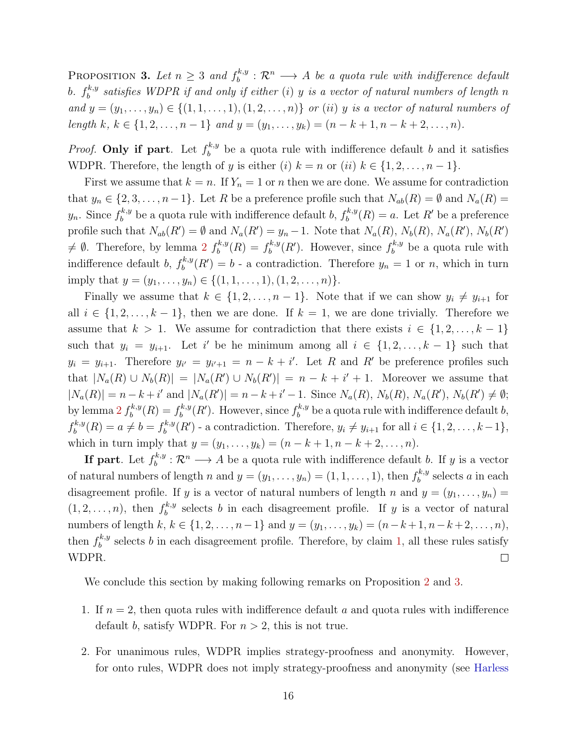Proposition 3. *Let $n \geq 3$ and $f_b^{k,y} : \mathcal{R}^n \longrightarrow A$ be a quota rule with indifference default $b$. $f_b^{k,y}$ satisfies WDPR if and only if either (i) $y$ is a vector of natural numbers of length $n$ and $y = (y_1, \ldots, y_n) \in \{(1, 1, \ldots, 1), (1, 2, \ldots, n)\}$ or (ii) $y$ is a vector of natural numbers of length $k$, $k \in \{1, 2, \ldots, n-1\}$ and $y = (y_1, \ldots, y_k) = (n-k+1, n-k+2, \ldots, n)$.*

*Proof.* **Only if part**. Let $f_b^{k,y}$ be a quota rule with indifference default $b$ and it satisfies WDPR. Therefore, the length of $y$ is either (i) $k = n$ or (ii) $k \in \{1, 2, \ldots, n-1\}$.

First we assume that $k = n$. If $Y_n = 1$ or $n$ then we are done. We assume for contradiction that $y_n \in \{2, 3, \ldots, n-1\}$. Let $R$ be a preference profile such that $N_{ab}(R) = \emptyset$ and $N_a(R) = y_n$. Since $f_b^{k,y}$ be a quota rule with indifference default $b$, $f_b^{k,y}(R) = a$. Let $R'$ be a preference profile such that $N_{ab}(R') = \emptyset$ and $N_a(R') = y_n - 1$. Note that $N_a(R)$, $N_b(R)$, $N_a(R')$, $N_b(R')$ $\neq \emptyset$. Therefore, by lemma 2 $f_b^{k,y}(R) = f_b^{k,y}(R')$. However, since $f_b^{k,y}$ be a quota rule with indifference default $b$, $f_b^{k,y}(R') = b$ - a contradiction. Therefore $y_n = 1$ or $n$, which in turn imply that $y = (y_1, \ldots, y_n) \in \{(1, 1, \ldots, 1), (1, 2, \ldots, n)\}$.

Finally we assume that $k \in \{1, 2, \ldots, n-1\}$. Note that if we can show $y_i \neq y_{i+1}$ for all $i \in \{1, 2, \ldots, k-1\}$, then we are done. If $k = 1$, we are done trivially. Therefore we assume that $k > 1$. We assume for contradiction that there exists $i \in \{1, 2, \ldots, k-1\}$ such that $y_i = y_{i+1}$. Let $i'$ be he minimum among all $i \in \{1, 2, \ldots, k-1\}$ such that $y_i = y_{i+1}$. Therefore $y_{i'} = y_{i'+1} = n - k + i'$. Let $R$ and $R'$ be preference profiles such that $|N_a(R) \cup N_b(R)| = |N_a(R') \cup N_b(R')| = n - k + i' + 1$. Moreover we assume that $|N_a(R)| = n - k + i'$ and $|N_a(R')| = n - k + i' - 1$. Since $N_a(R)$, $N_b(R)$, $N_a(R')$, $N_b(R') \neq \emptyset$; by lemma 2 $f_b^{k,y}(R) = f_b^{k,y}(R')$. However, since $f_b^{k,y}$ be a quota rule with indifference default $b$, $f_b^{k,y}(R) = a \neq b = f_b^{k,y}(R')$ - a contradiction. Therefore, $y_i \neq y_{i+1}$ for all $i \in \{1, 2, \ldots, k-1\}$, which in turn imply that $y = (y_1, \ldots, y_k) = (n-k+1, n-k+2, \ldots, n)$.

**If part**. Let $f_b^{k,y} : \mathcal{R}^n \longrightarrow A$ be a quota rule with indifference default $b$. If $y$ is a vector of natural numbers of length $n$ and $y = (y_1, \ldots, y_n) = (1, 1, \ldots, 1)$, then $f_b^{k,y}$ selects $a$ in each disagreement profile. If $y$ is a vector of natural numbers of length $n$ and $y = (y_1, \ldots, y_n) = (1, 2, \ldots, n)$, then $f_b^{k,y}$ selects $b$ in each disagreement profile. If $y$ is a vector of natural numbers of length $k$, $k \in \{1, 2, \ldots, n-1\}$ and $y = (y_1, \ldots, y_k) = (n-k+1, n-k+2, \ldots, n)$, then $f_b^{k,y}$ selects $b$ in each disagreement profile. Therefore, by claim 1, all these rules satisfy WDPR. $\square$

We conclude this section by making following remarks on Proposition 2 and 3.

1. If $n = 2$, then quota rules with indifference default $a$ and quota rules with indifference default $b$, satisfy WDPR. For $n > 2$, this is not true.

2. For unanimous rules, WDPR implies strategy-proofness and anonymity. However, for onto rules, WDPR does not imply strategy-proofness and anonymity (see Harless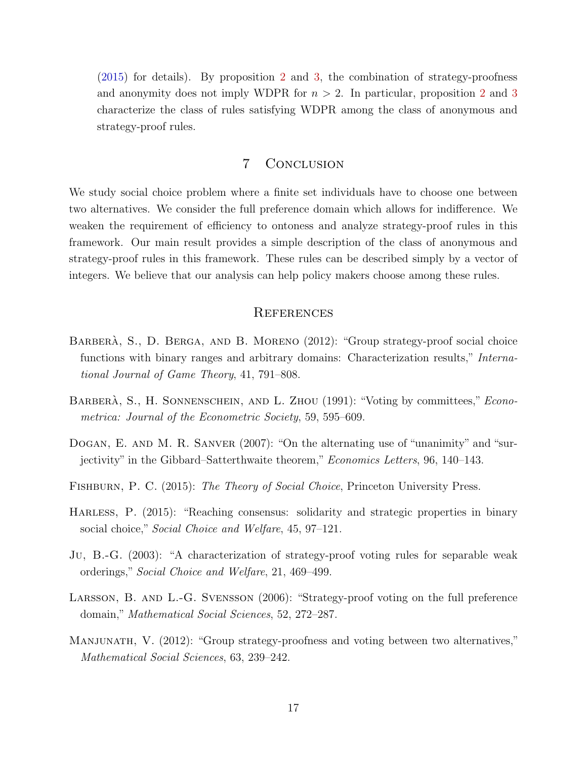(2015) for details). By proposition 2 and 3, the combination of strategy-proofness and anonymity does not imply WDPR for $n > 2$. In particular, proposition 2 and 3 characterize the class of rules satisfying WDPR among the class of anonymous and strategy-proof rules.

## 7 Conclusion

We study social choice problem where a finite set individuals have to choose one between two alternatives. We consider the full preference domain which allows for indifference. We weaken the requirement of efficiency to ontoness and analyze strategy-proof rules in this framework. Our main result provides a simple description of the class of anonymous and strategy-proof rules in this framework. These rules can be described simply by a vector of integers. We believe that our analysis can help policy makers choose among these rules.

## References

Barberà, S., D. Berga, and B. Moreno (2012): "Group strategy-proof social choice functions with binary ranges and arbitrary domains: Characterization results," *International Journal of Game Theory*, 41, 791–808.

Barberà, S., H. Sonnenschein, and L. Zhou (1991): "Voting by committees," *Econometrica: Journal of the Econometric Society*, 59, 595–609.

Dogan, E. and M. R. Sanver (2007): "On the alternating use of "unanimity" and "surjectivity" in the Gibbard–Satterthwaite theorem," *Economics Letters*, 96, 140–143.

Fishburn, P. C. (2015): *The Theory of Social Choice*, Princeton University Press.

Harless, P. (2015): "Reaching consensus: solidarity and strategic properties in binary social choice," *Social Choice and Welfare*, 45, 97–121.

Ju, B.-G. (2003): "A characterization of strategy-proof voting rules for separable weak orderings," *Social Choice and Welfare*, 21, 469–499.

Larsson, B. and L.-G. Svensson (2006): "Strategy-proof voting on the full preference domain," *Mathematical Social Sciences*, 52, 272–287.

Manjunath, V. (2012): "Group strategy-proofness and voting between two alternatives," *Mathematical Social Sciences*, 63, 239–242.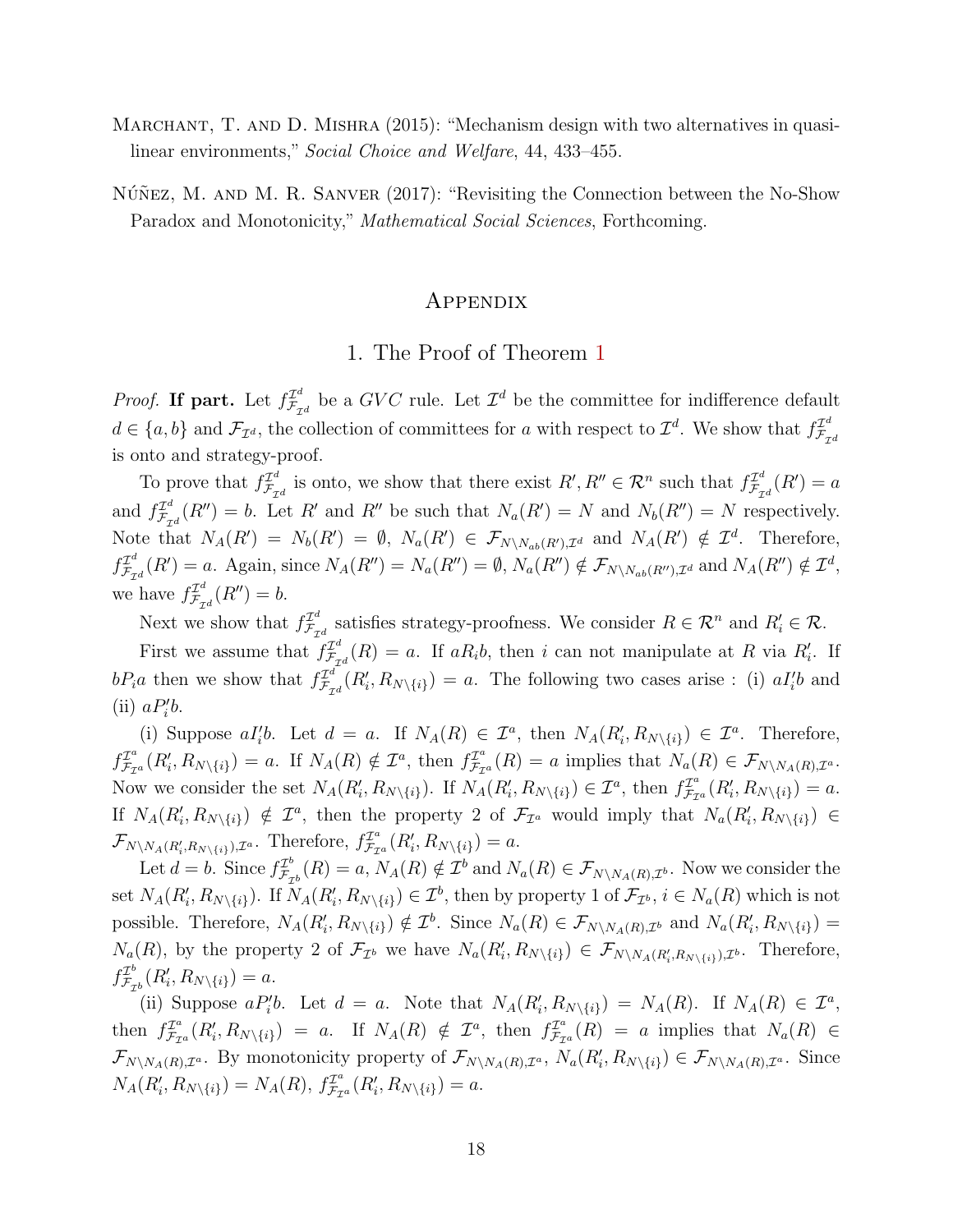Marchant, T. and D. Mishra (2015): "Mechanism design with two alternatives in quasi-linear environments," *Social Choice and Welfare*, 44, 433–455.

Núñez, M. and M. R. Sanver (2017): "Revisiting the Connection between the No-Show Paradox and Monotonicity," *Mathematical Social Sciences*, Forthcoming.

# Appendix

## 1. The Proof of Theorem 1

*Proof.* **If part.** Let $f^{\mathcal{I}^d}_{\mathcal{F}_{\mathcal{I}^d}}$ be a *GVC* rule. Let $\mathcal{I}^d$ be the committee for indifference default $d \in \{a, b\}$ and $\mathcal{F}_{\mathcal{I}^d}$, the collection of committees for $a$ with respect to $\mathcal{I}^d$. We show that $f^{\mathcal{I}^d}_{\mathcal{F}_{\mathcal{I}^d}}$ is onto and strategy-proof.

To prove that $f^{\mathcal{I}^d}_{\mathcal{F}_{\mathcal{I}^d}}$ is onto, we show that there exist $R', R'' \in \mathcal{R}^n$ such that $f^{\mathcal{I}^d}_{\mathcal{F}_{\mathcal{I}^d}}(R') = a$ and $f^{\mathcal{I}^d}_{\mathcal{F}_{\mathcal{I}^d}}(R'') = b$. Let $R'$ and $R''$ be such that $N_a(R') = N$ and $N_b(R'') = N$ respectively. Note that $N_A(R') = N_b(R') = \emptyset$, $N_a(R') \in \mathcal{F}_{N \setminus N_{ab}(R'), \mathcal{I}^d}$ and $N_A(R') \notin \mathcal{I}^d$. Therefore, $f^{\mathcal{I}^d}_{\mathcal{F}_{\mathcal{I}^d}}(R') = a$. Again, since $N_A(R'') = N_a(R'') = \emptyset$, $N_a(R'') \notin \mathcal{F}_{N \setminus N_{ab}(R''), \mathcal{I}^d}$ and $N_A(R'') \notin \mathcal{I}^d$, we have $f^{\mathcal{I}^d}_{\mathcal{F}_{\mathcal{I}^d}}(R'') = b$.

Next we show that $f^{\mathcal{I}^d}_{\mathcal{F}_{\mathcal{I}^d}}$ satisfies strategy-proofness. We consider $R \in \mathcal{R}^n$ and $R'_i \in \mathcal{R}$.

First we assume that $f^{\mathcal{I}^d}_{\mathcal{F}_{\mathcal{I}^d}}(R) = a$. If $aR_ib$, then $i$ can not manipulate at $R$ via $R'_i$. If $bP_ia$ then we show that $f^{\mathcal{I}^d}_{\mathcal{F}_{\mathcal{I}^d}}(R'_i, R_{N \setminus \{i\}}) = a$. The following two cases arise : (i) $aI'_ib$ and (ii) $aP'_ib$.

(i) Suppose $aI'_ib$. Let $d = a$. If $N_A(R) \in \mathcal{I}^a$, then $N_A(R'_i, R_{N \setminus \{i\}}) \in \mathcal{I}^a$. Therefore, $f^{\mathcal{I}^a}_{\mathcal{F}_{\mathcal{I}^a}}(R'_i, R_{N \setminus \{i\}}) = a$. If $N_A(R) \notin \mathcal{I}^a$, then $f^{\mathcal{I}^a}_{\mathcal{F}_{\mathcal{I}^a}}(R) = a$ implies that $N_A(R) \in \mathcal{F}_{N \setminus N_A(R), \mathcal{I}^a}$. Now we consider the set $N_A(R'_i, R_{N \setminus \{i\}})$. If $N_A(R'_i, R_{N \setminus \{i\}}) \in \mathcal{I}^a$, then $f^{\mathcal{I}^a}_{\mathcal{F}_{\mathcal{I}^a}}(R'_i, R_{N \setminus \{i\}}) = a$. If $N_A(R'_i, R_{N \setminus \{i\}}) \notin \mathcal{I}^a$, then the property 2 of $\mathcal{F}_{\mathcal{I}^a}$ would imply that $N_a(R'_i, R_{N \setminus \{i\}}) \in \mathcal{F}_{N \setminus N_A(R'_i, R_{N \setminus \{i\}}), \mathcal{I}^a}$. Therefore, $f^{\mathcal{I}^a}_{\mathcal{F}_{\mathcal{I}^a}}(R'_i, R_{N \setminus \{i\}}) = a$.

Let $d = b$. Since $f^{\mathcal{I}^b}_{\mathcal{F}_{\mathcal{I}^b}}(R) = a$, $N_A(R) \notin \mathcal{I}^b$ and $N_a(R) \in \mathcal{F}_{N \setminus N_A(R), \mathcal{I}^b}$. Now we consider the set $N_A(R'_i, R_{N \setminus \{i\}})$. If $N_A(R'_i, R_{N \setminus \{i\}}) \in \mathcal{I}^b$, then by property 1 of $\mathcal{F}_{\mathcal{I}^b}$, $i \in N_a(R)$ which is not possible. Therefore, $N_A(R'_i, R_{N \setminus \{i\}}) \notin \mathcal{I}^b$. Since $N_a(R) \in \mathcal{F}_{N \setminus N_A(R), \mathcal{I}^b}$ and $N_a(R'_i, R_{N \setminus \{i\}}) = N_a(R)$, by the property 2 of $\mathcal{F}_{\mathcal{I}^b}$ we have $N_a(R'_i, R_{N \setminus \{i\}}) \in \mathcal{F}_{N \setminus N_A(R'_i, R_{N \setminus \{i\}}), \mathcal{I}^b}$. Therefore, $f^{\mathcal{I}^b}_{\mathcal{F}_{\mathcal{I}^b}}(R'_i, R_{N \setminus \{i\}}) = a$.

(ii) Suppose $aP'_ib$. Let $d = a$. Note that $N_A(R'_i, R_{N \setminus \{i\}}) = N_A(R)$. If $N_A(R) \in \mathcal{I}^a$, then $f^{\mathcal{I}^a}_{\mathcal{F}_{\mathcal{I}^a}}(R'_i, R_{N \setminus \{i\}}) = a$. If $N_A(R) \notin \mathcal{I}^a$, then $f^{\mathcal{I}^a}_{\mathcal{F}_{\mathcal{I}^a}}(R) = a$ implies that $N_a(R) \in \mathcal{F}_{N \setminus N_A(R), \mathcal{I}^a}$. By monotonicity property of $\mathcal{F}_{N \setminus N_A(R), \mathcal{I}^a}$, $N_a(R'_i, R_{N \setminus \{i\}}) \in \mathcal{F}_{N \setminus N_A(R), \mathcal{I}^a}$. Since $N_A(R'_i, R_{N \setminus \{i\}}) = N_A(R)$, $f^{\mathcal{I}^a}_{\mathcal{F}_{\mathcal{I}^a}}(R'_i, R_{N \setminus \{i\}}) = a$.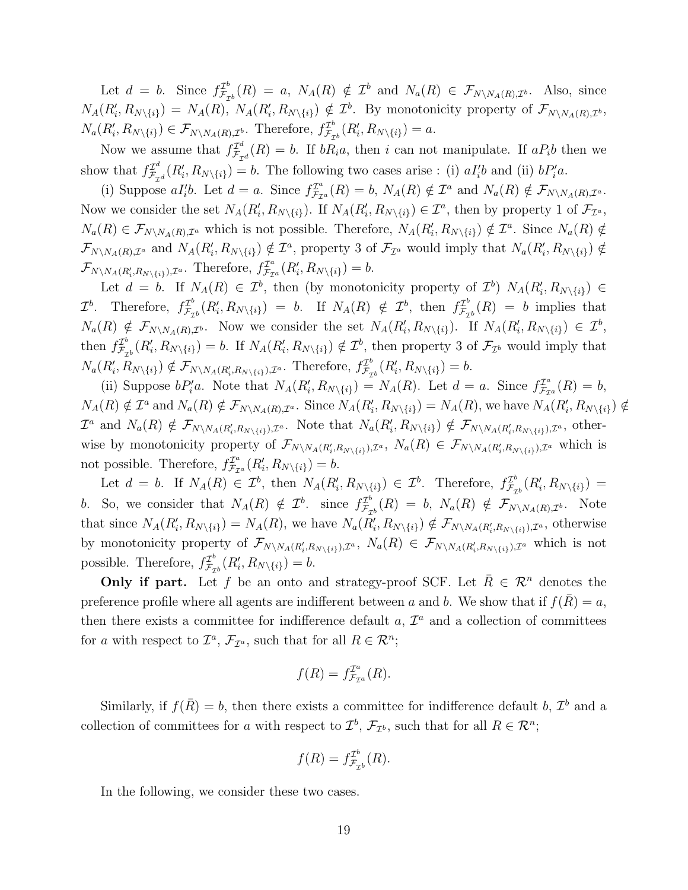Let $d = b$. Since $f^{\mathcal{I}^b}_{\mathcal{F}_{\mathcal{I}^b}}(R) = a$, $N_A(R) \notin \mathcal{I}^b$ and $N_a(R) \in \mathcal{F}_{N \setminus N_A(R), \mathcal{I}^b}$. Also, since $N_A(R'_i, R_{N\setminus\{i\}}) = N_A(R)$, $N_A(R'_i, R_{N\setminus\{i\}}) \notin \mathcal{I}^b$. By monotonicity property of $\mathcal{F}_{N\setminus N_A(R), \mathcal{I}^b}$, $N_a(R'_i, R_{N\setminus\{i\}}) \in \mathcal{F}_{N\setminus N_A(R), \mathcal{I}^b}$. Therefore, $f^{\mathcal{I}^b}_{\mathcal{F}_{\mathcal{I}^b}}(R'_i, R_{N\setminus\{i\}}) = a$.

Now we assume that $f^{\mathcal{I}^d}_{\mathcal{F}_{\mathcal{I}^d}}(R) = b$. If $bR_ia$, then $i$ can not manipulate. If $aP_ib$ then we show that $f^{\mathcal{I}^d}_{\mathcal{F}_{\mathcal{I}^d}}(R'_i, R_{N\setminus\{i\}}) = b$. The following two cases arise : (i) $aI'_ib$ and (ii) $bP'_ia$.

(i) Suppose $aI'_ib$. Let $d = a$. Since $f^{\mathcal{I}^a}_{\mathcal{F}_{\mathcal{I}^a}}(R) = b$, $N_A(R) \notin \mathcal{I}^a$ and $N_a(R) \notin \mathcal{F}_{N\setminus N_A(R), \mathcal{I}^a}$. Now we consider the set $N_A(R'_i, R_{N\setminus\{i\}})$. If $N_A(R'_i, R_{N\setminus\{i\}}) \in \mathcal{I}^a$, then by property 1 of $\mathcal{F}_{\mathcal{I}^a}$, $N_a(R) \in \mathcal{F}_{N\setminus N_A(R), \mathcal{I}^a}$ which is not possible. Therefore, $N_A(R'_i, R_{N\setminus\{i\}}) \notin \mathcal{I}^a$. Since $N_a(R) \notin \mathcal{F}_{N\setminus N_A(R), \mathcal{I}^a}$ and $N_A(R'_i, R_{N\setminus\{i\}}) \notin \mathcal{I}^a$, property 3 of $\mathcal{F}_{\mathcal{I}^a}$ would imply that $N_a(R'_i, R_{N\setminus\{i\}}) \notin \mathcal{F}_{N\setminus N_A(R'_i, R_{N\setminus\{i\}}), \mathcal{I}^a}$. Therefore, $f^{\mathcal{I}^a}_{\mathcal{F}_{\mathcal{I}^a}}(R'_i, R_{N\setminus\{i\}}) = b$.

Let $d = b$. If $N_A(R) \in \mathcal{I}^b$, then (by monotonicity property of $\mathcal{I}^b$) $N_A(R'_i, R_{N\setminus\{i\}}) \in \mathcal{I}^b$. Therefore, $f^{\mathcal{I}^b}_{\mathcal{F}_{\mathcal{I}^b}}(R'_i, R_{N\setminus\{i\}}) = b$. If $N_A(R) \notin \mathcal{I}^b$, then $f^{\mathcal{I}^b}_{\mathcal{F}_{\mathcal{I}^b}}(R) = b$ implies that $N_a(R) \notin \mathcal{F}_{N\setminus N_A(R), \mathcal{I}^b}$. Now we consider the set $N_A(R'_i, R_{N\setminus\{i\}})$. If $N_A(R'_i, R_{N\setminus\{i\}}) \in \mathcal{I}^b$, then $f^{\mathcal{I}^b}_{\mathcal{F}_{\mathcal{I}^b}}(R'_i, R_{N\setminus\{i\}}) = b$. If $N_A(R'_i, R_{N\setminus\{i\}}) \notin \mathcal{I}^b$, then property 3 of $\mathcal{F}_{\mathcal{I}^b}$ would imply that $N_a(R'_i, R_{N\setminus\{i\}}) \notin \mathcal{F}_{N\setminus N_A(R'_i, R_{N\setminus\{i\}}), \mathcal{I}^a}$. Therefore, $f^{\mathcal{I}^b}_{\mathcal{F}_{\mathcal{I}^b}}(R'_i, R_{N\setminus\{i\}}) = b$.

(ii) Suppose $bP'_ia$. Note that $N_A(R'_i, R_{N\setminus\{i\}}) = N_A(R)$. Let $d = a$. Since $f^{\mathcal{I}^a}_{\mathcal{F}_{\mathcal{I}^a}}(R) = b$, $N_A(R) \notin \mathcal{I}^a$ and $N_a(R) \notin \mathcal{F}_{N\setminus N_A(R), \mathcal{I}^a}$. Since $N_A(R'_i, R_{N\setminus\{i\}}) = N_A(R)$, we have $N_A(R'_i, R_{N\setminus\{i\}}) \notin \mathcal{I}^a$ and $N_a(R) \notin \mathcal{F}_{N\setminus N_A(R'_i, R_{N\setminus\{i\}}), \mathcal{I}^a}$. Note that $N_a(R'_i, R_{N\setminus\{i\}}) \notin \mathcal{F}_{N\setminus N_A(R'_i, R_{N\setminus\{i\}}), \mathcal{I}^a}$, otherwise by monotonicity property of $\mathcal{F}_{N\setminus N_A(R'_i, R_{N\setminus\{i\}}), \mathcal{I}^a}$, $N_a(R) \in \mathcal{F}_{N\setminus N_A(R'_i, R_{N\setminus\{i\}}), \mathcal{I}^a}$ which is not possible. Therefore, $f^{\mathcal{I}^a}_{\mathcal{F}_{\mathcal{I}^a}}(R'_i, R_{N\setminus\{i\}}) = b$.

Let $d = b$. If $N_A(R) \in \mathcal{I}^b$, then $N_A(R'_i, R_{N\setminus\{i\}}) \in \mathcal{I}^b$. Therefore, $f^{\mathcal{I}^b}_{\mathcal{F}_{\mathcal{I}^b}}(R'_i, R_{N\setminus\{i\}}) = b$. So, we consider that $N_A(R) \notin \mathcal{I}^b$. since $f^{\mathcal{I}^b}_{\mathcal{F}_{\mathcal{I}^b}}(R) = b$, $N_a(R) \notin \mathcal{F}_{N\setminus N_A(R), \mathcal{I}^b}$. Note that since $N_A(R'_i, R_{N\setminus\{i\}}) = N_A(R)$, we have $N_a(R'_i, R_{N\setminus\{i\}}) \notin \mathcal{F}_{N\setminus N_A(R'_i, R_{N\setminus\{i\}}), \mathcal{I}^a}$, otherwise by monotonicity property of $\mathcal{F}_{N\setminus N_A(R'_i, R_{N\setminus\{i\}}), \mathcal{I}^a}$, $N_a(R) \in \mathcal{F}_{N\setminus N_A(R'_i, R_{N\setminus\{i\}}), \mathcal{I}^a}$ which is not possible. Therefore, $f^{\mathcal{I}^b}_{\mathcal{F}_{\mathcal{I}^b}}(R'_i, R_{N\setminus\{i\}}) = b$.

**Only if part.** Let $f$ be an onto and strategy-proof SCF. Let $\bar{R} \in \mathcal{R}^n$ denotes the preference profile where all agents are indifferent between $a$ and $b$. We show that if $f(\bar{R}) = a$, then there exists a committee for indifference default $a$, $\mathcal{I}^a$ and a collection of committees for $a$ with respect to $\mathcal{I}^a$, $\mathcal{F}_{\mathcal{I}^a}$, such that for all $R \in \mathcal{R}^n$;

$$f(R) = f^{\mathcal{I}^a}_{\mathcal{F}_{\mathcal{I}^a}}(R).$$

Similarly, if $f(\bar{R}) = b$, then there exists a committee for indifference default $b$, $\mathcal{I}^b$ and a collection of committees for $a$ with respect to $\mathcal{I}^b$, $\mathcal{F}_{\mathcal{I}^b}$, such that for all $R \in \mathcal{R}^n$;

$$f(R) = f^{\mathcal{I}^b}_{\mathcal{F}_{\mathcal{I}^b}}(R).$$

In the following, we consider these two cases.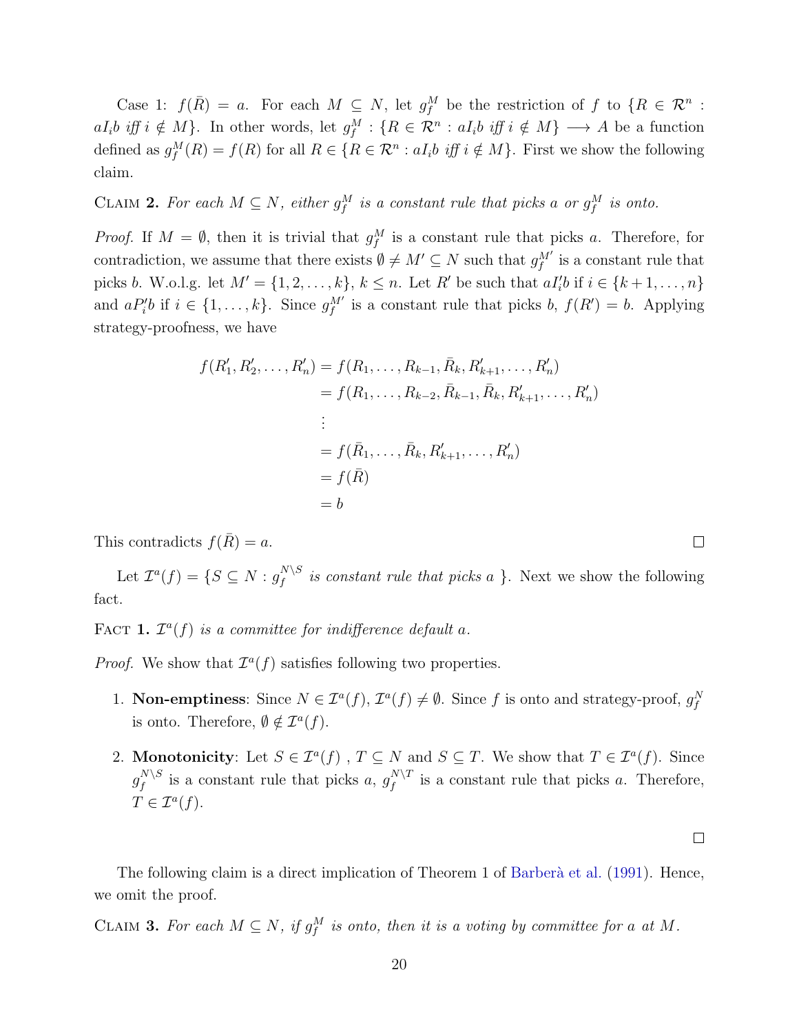Case 1: $f(\bar{R}) = a$. For each $M \subseteq N$, let $g_f^M$ be the restriction of $f$ to $\{R \in \mathcal{R}^n : aI_ib \text{ iff } i \notin M\}$. In other words, let $g_f^M : \{R \in \mathcal{R}^n : aI_ib \text{ iff } i \notin M\} \longrightarrow A$ be a function defined as $g_f^M(R) = f(R)$ for all $R \in \{R \in \mathcal{R}^n : aI_ib \text{ iff } i \notin M\}$. First we show the following claim.

Claim **2.** *For each $M \subseteq N$, either $g_f^M$ is a constant rule that picks $a$ or $g_f^M$ is onto.*

*Proof.* If $M = \emptyset$, then it is trivial that $g_f^M$ is a constant rule that picks $a$. Therefore, for contradiction, we assume that there exists $\emptyset \neq M' \subseteq N$ such that $g_f^{M'}$ is a constant rule that picks $b$. W.o.l.g. let $M' = \{1, 2, \ldots, k\}$, $k \leq n$. Let $R'$ be such that $aI_i'b$ if $i \in \{k+1, \ldots, n\}$ and $aP_i'b$ if $i \in \{1, \ldots, k\}$. Since $g_f^{M'}$ is a constant rule that picks $b$, $f(R') = b$. Applying strategy-proofness, we have

$$
\begin{aligned}
f(R_1', R_2', \ldots, R_n') &= f(R_1, \ldots, R_{k-1}, \bar{R}_k, R_{k+1}', \ldots, R_n') \\
&= f(R_1, \ldots, R_{k-2}, \bar{R}_{k-1}, \bar{R}_k, R_{k+1}', \ldots, R_n') \\
&\vdots \\
&= f(\bar{R}_1, \ldots, \bar{R}_k, R_{k+1}', \ldots, R_n') \\
&= f(\bar{R}) \\
&= b
\end{aligned}
$$

This contradicts $f(\bar{R}) = a$. □

Let $\mathcal{I}^a(f) = \{S \subseteq N : g_f^{N \setminus S} \textit{ is constant rule that picks } a\ \}$. Next we show the following fact.

Fact **1.** *$\mathcal{I}^a(f)$ is a committee for indifference default $a$.*

*Proof.* We show that $\mathcal{I}^a(f)$ satisfies following two properties.

1. **Non-emptiness**: Since $N \in \mathcal{I}^a(f)$, $\mathcal{I}^a(f) \neq \emptyset$. Since $f$ is onto and strategy-proof, $g_f^N$ is onto. Therefore, $\emptyset \notin \mathcal{I}^a(f)$.
2. **Monotonicity**: Let $S \in \mathcal{I}^a(f)$ , $T \subseteq N$ and $S \subseteq T$. We show that $T \in \mathcal{I}^a(f)$. Since $g_f^{N \setminus S}$ is a constant rule that picks $a$, $g_f^{N \setminus T}$ is a constant rule that picks $a$. Therefore, $T \in \mathcal{I}^a(f)$.

□

The following claim is a direct implication of Theorem 1 of Barberà et al. (1991). Hence, we omit the proof.

Claim **3.** *For each $M \subseteq N$, if $g_f^M$ is onto, then it is a voting by committee for $a$ at $M$.*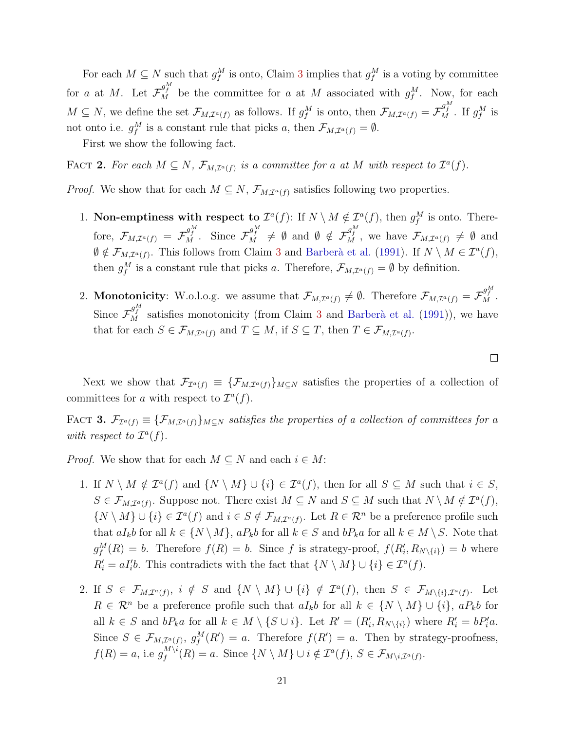For each $M \subseteq N$ such that $g_f^M$ is onto, Claim 3 implies that $g_f^M$ is a voting by committee for $a$ at $M$. Let $\mathcal{F}_M^{g_f^M}$ be the committee for $a$ at $M$ associated with $g_f^M$. Now, for each $M \subseteq N$, we define the set $\mathcal{F}_{M,\mathcal{I}^a(f)}$ as follows. If $g_f^M$ is onto, then $\mathcal{F}_{M,\mathcal{I}^a(f)} = \mathcal{F}_M^{g_f^M}$. If $g_f^M$ is not onto i.e. $g_f^M$ is a constant rule that picks $a$, then $\mathcal{F}_{M,\mathcal{I}^a(f)} = \emptyset$.

First we show the following fact.

Fact 2. *For each $M \subseteq N$, $\mathcal{F}_{M,\mathcal{I}^a(f)}$ is a committee for $a$ at $M$ with respect to $\mathcal{I}^a(f)$.*

*Proof.* We show that for each $M \subseteq N$, $\mathcal{F}_{M,\mathcal{I}^a(f)}$ satisfies following two properties.

1. **Non-emptiness with respect to** $\mathcal{I}^a(f)$: If $N \setminus M \notin \mathcal{I}^a(f)$, then $g_f^M$ is onto. Therefore, $\mathcal{F}_{M,\mathcal{I}^a(f)} = \mathcal{F}_M^{g_f^M}$. Since $\mathcal{F}_M^{g_f^M} \neq \emptyset$ and $\emptyset \notin \mathcal{F}_M^{g_f^M}$, we have $\mathcal{F}_{M,\mathcal{I}^a(f)} \neq \emptyset$ and $\emptyset \notin \mathcal{F}_{M,\mathcal{I}^a(f)}$. This follows from Claim 3 and Barberà et al. (1991). If $N \setminus M \in \mathcal{I}^a(f)$, then $g_f^M$ is a constant rule that picks $a$. Therefore, $\mathcal{F}_{M,\mathcal{I}^a(f)} = \emptyset$ by definition.

2. **Monotonicity**: W.o.l.o.g. we assume that $\mathcal{F}_{M,\mathcal{I}^a(f)} \neq \emptyset$. Therefore $\mathcal{F}_{M,\mathcal{I}^a(f)} = \mathcal{F}_M^{g_f^M}$. Since $\mathcal{F}_M^{g_f^M}$ satisfies monotonicity (from Claim 3 and Barberà et al. (1991)), we have that for each $S \in \mathcal{F}_{M,\mathcal{I}^a(f)}$ and $T \subseteq M$, if $S \subseteq T$, then $T \in \mathcal{F}_{M,\mathcal{I}^a(f)}$.

□

Next we show that $\mathcal{F}_{\mathcal{I}^a(f)} \equiv \{\mathcal{F}_{M,\mathcal{I}^a(f)}\}_{M \subseteq N}$ satisfies the properties of a collection of committees for $a$ with respect to $\mathcal{I}^a(f)$.

Fact 3. *$\mathcal{F}_{\mathcal{I}^a(f)} \equiv \{\mathcal{F}_{M,\mathcal{I}^a(f)}\}_{M \subseteq N}$ satisfies the properties of a collection of committees for $a$ with respect to $\mathcal{I}^a(f)$.*

*Proof.* We show that for each $M \subseteq N$ and each $i \in M$:

1. If $N \setminus M \notin \mathcal{I}^a(f)$ and $\{N \setminus M\} \cup \{i\} \in \mathcal{I}^a(f)$, then for all $S \subseteq M$ such that $i \in S$, $S \in \mathcal{F}_{M,\mathcal{I}^a(f)}$. Suppose not. There exist $M \subseteq N$ and $S \subseteq M$ such that $N \setminus M \notin \mathcal{I}^a(f)$, $\{N \setminus M\} \cup \{i\} \in \mathcal{I}^a(f)$ and $i \in S \notin \mathcal{F}_{M,\mathcal{I}^a(f)}$. Let $R \in \mathcal{R}^n$ be a preference profile such that $aI_kb$ for all $k \in \{N \setminus M\}$, $aP_kb$ for all $k \in S$ and $bP_ka$ for all $k \in M \setminus S$. Note that $g_f^M(R) = b$. Therefore $f(R) = b$. Since $f$ is strategy-proof, $f(R'_i, R_{N \setminus \{i\}}) = b$ where $R'_i = aI'_ib$. This contradicts with the fact that $\{N \setminus M\} \cup \{i\} \in \mathcal{I}^a(f)$.

2. If $S \in \mathcal{F}_{M,\mathcal{I}^a(f)}$, $i \notin S$ and $\{N \setminus M\} \cup \{i\} \notin \mathcal{I}^a(f)$, then $S \in \mathcal{F}_{M \setminus \{i\},\mathcal{I}^a(f)}$. Let $R \in \mathcal{R}^n$ be a preference profile such that $aI_kb$ for all $k \in \{N \setminus M\} \cup \{i\}$, $aP_kb$ for all $k \in S$ and $bP_ka$ for all $k \in M \setminus \{S \cup i\}$. Let $R' = (R'_i, R_{N \setminus \{i\}})$ where $R'_i = bP'_ia$. Since $S \in \mathcal{F}_{M,\mathcal{I}^a(f)}$, $g_f^M(R') = a$. Therefore $f(R') = a$. Then by strategy-proofness, $f(R) = a$, i.e $g_f^{M \setminus i}(R) = a$. Since $\{N \setminus M\} \cup i \notin \mathcal{I}^a(f)$, $S \in \mathcal{F}_{M \setminus i,\mathcal{I}^a(f)}$.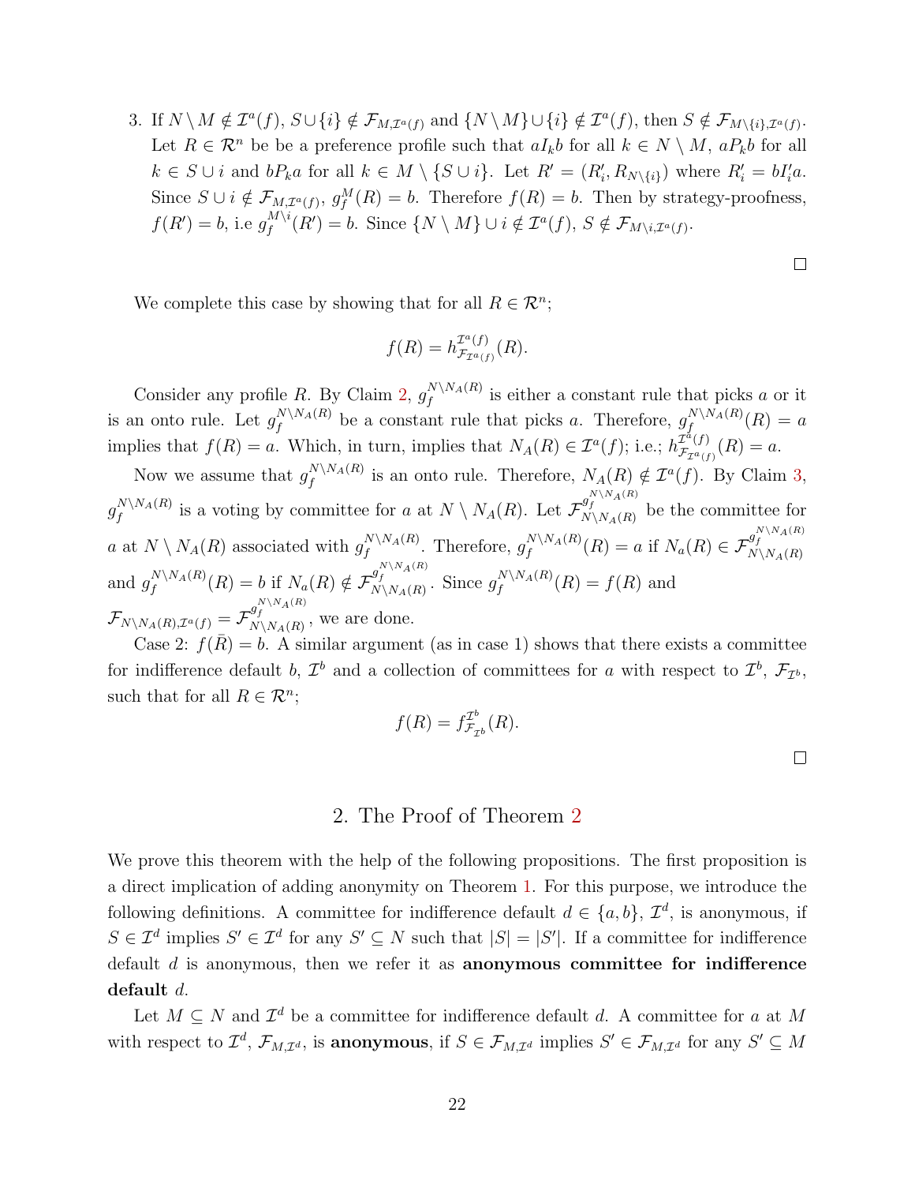3. If $N \setminus M \notin \mathcal{I}^a(f)$, $S \cup \{i\} \notin \mathcal{F}_{M,\mathcal{I}^a(f)}$ and $\{N \setminus M\} \cup \{i\} \notin \mathcal{I}^a(f)$, then $S \notin \mathcal{F}_{M\setminus\{i\},\mathcal{I}^a(f)}$.
   Let $R \in \mathcal{R}^n$ be be a preference profile such that $aI_kb$ for all $k \in N \setminus M$, $aP_kb$ for all $k \in S \cup i$ and $bP_ka$ for all $k \in M \setminus \{S \cup i\}$. Let $R' = (R'_i, R_{N\setminus\{i\}})$ where $R'_i = bI'_ia$. Since $S \cup i \notin \mathcal{F}_{M,\mathcal{I}^a(f)}$, $g_f^M(R) = b$. Therefore $f(R) = b$. Then by strategy-proofness, $f(R') = b$, i.e $g_f^{M\setminus i}(R') = b$. Since $\{N \setminus M\} \cup i \notin \mathcal{I}^a(f)$, $S \notin \mathcal{F}_{M\setminus i,\mathcal{I}^a(f)}$.

□

We complete this case by showing that for all $R \in \mathcal{R}^n$;

$$f(R) = h^{\mathcal{I}^a(f)}_{\mathcal{F}_{\mathcal{I}^a(f)}}(R).$$

Consider any profile $R$. By Claim 2, $g_f^{N\setminus N_A(R)}$ is either a constant rule that picks $a$ or it is an onto rule. Let $g_f^{N\setminus N_A(R)}$ be a constant rule that picks $a$. Therefore, $g_f^{N\setminus N_A(R)}(R) = a$ implies that $f(R) = a$. Which, in turn, implies that $N_A(R) \in \mathcal{I}^a(f)$; i.e.; $h^{\mathcal{I}^a(f)}_{\mathcal{F}_{\mathcal{I}^a(f)}}(R) = a$.

Now we assume that $g_f^{N\setminus N_A(R)}$ is an onto rule. Therefore, $N_A(R) \notin \mathcal{I}^a(f)$. By Claim 3, $g_f^{N\setminus N_A(R)}$ is a voting by committee for $a$ at $N \setminus N_A(R)$. Let $\mathcal{F}^{g_f^{N\setminus N_A(R)}}_{N\setminus N_A(R)}$ be the committee for $a$ at $N \setminus N_A(R)$ associated with $g_f^{N\setminus N_A(R)}$. Therefore, $g_f^{N\setminus N_A(R)}(R) = a$ if $N_a(R) \in \mathcal{F}^{g_f^{N\setminus N_A(R)}}_{N\setminus N_A(R)}$ and $g_f^{N\setminus N_A(R)}(R) = b$ if $N_a(R) \notin \mathcal{F}^{g_f^{N\setminus N_A(R)}}_{N\setminus N_A(R)}$. Since $g_f^{N\setminus N_A(R)}(R) = f(R)$ and $\mathcal{F}_{N\setminus N_A(R),\mathcal{I}^a(f)} = \mathcal{F}^{g_f^{N\setminus N_A(R)}}_{N\setminus N_A(R)}$, we are done.

Case 2: $f(\bar{R}) = b$. A similar argument (as in case 1) shows that there exists a committee for indifference default $b$, $\mathcal{I}^b$ and a collection of committees for $a$ with respect to $\mathcal{I}^b$, $\mathcal{F}_{\mathcal{I}^b}$, such that for all $R \in \mathcal{R}^n$;

$$f(R) = f^{\mathcal{I}^b}_{\mathcal{F}_{\mathcal{I}^b}}(R).$$

□

## 2. The Proof of Theorem 2

We prove this theorem with the help of the following propositions. The first proposition is a direct implication of adding anonymity on Theorem 1. For this purpose, we introduce the following definitions. A committee for indifference default $d \in \{a, b\}$, $\mathcal{I}^d$, is anonymous, if $S \in \mathcal{I}^d$ implies $S' \in \mathcal{I}^d$ for any $S' \subseteq N$ such that $|S| = |S'|$. If a committee for indifference default $d$ is anonymous, then we refer it as **anonymous committee for indifference default** $d$.

Let $M \subseteq N$ and $\mathcal{I}^d$ be a committee for indifference default $d$. A committee for $a$ at $M$ with respect to $\mathcal{I}^d$, $\mathcal{F}_{M,\mathcal{I}^d}$, is **anonymous**, if $S \in \mathcal{F}_{M,\mathcal{I}^d}$ implies $S' \in \mathcal{F}_{M,\mathcal{I}^d}$ for any $S' \subseteq M$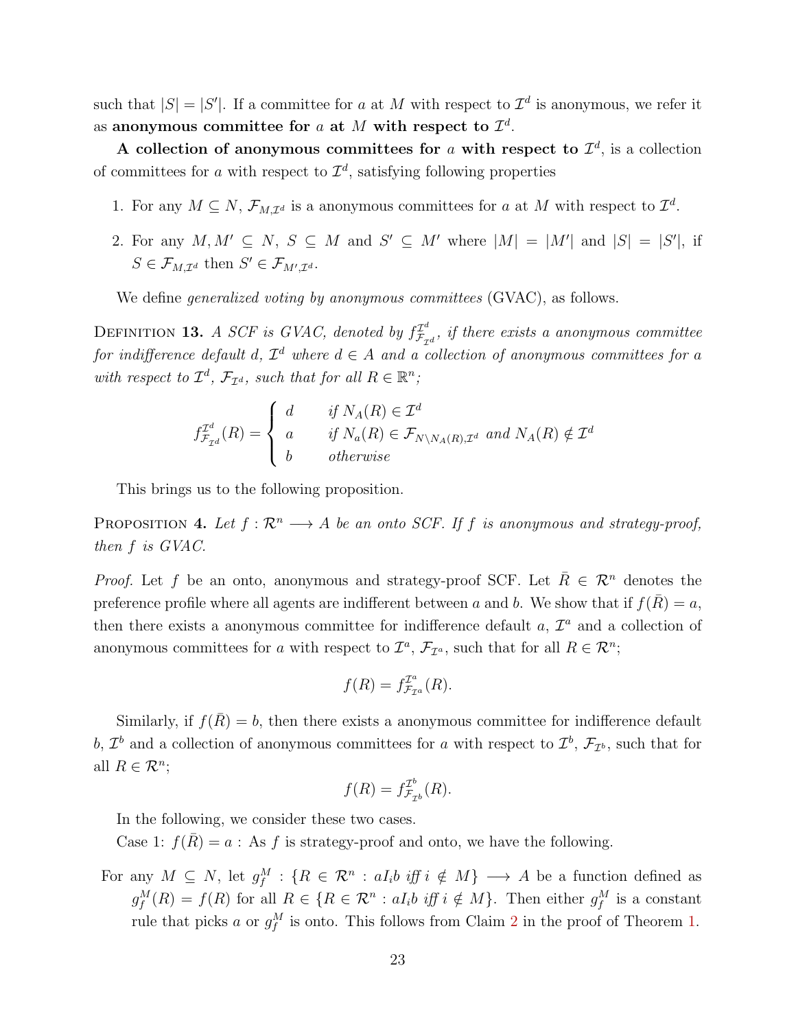such that $|S| = |S'|$. If a committee for $a$ at $M$ with respect to $\mathcal{I}^d$ is anonymous, we refer it as **anonymous committee for $a$ at $M$ with respect to $\mathcal{I}^d$.**

**A collection of anonymous committees for $a$ with respect to $\mathcal{I}^d$**, is a collection of committees for $a$ with respect to $\mathcal{I}^d$, satisfying following properties

1. For any $M \subseteq N$, $\mathcal{F}_{M,\mathcal{I}^d}$ is a anonymous committees for $a$ at $M$ with respect to $\mathcal{I}^d$.
2. For any $M, M' \subseteq N$, $S \subseteq M$ and $S' \subseteq M'$ where $|M| = |M'|$ and $|S| = |S'|$, if $S \in \mathcal{F}_{M,\mathcal{I}^d}$ then $S' \in \mathcal{F}_{M',\mathcal{I}^d}$.

We define *generalized voting by anonymous committees* (GVAC), as follows.

Definition 13. *A SCF is GVAC, denoted by $f^{\mathcal{I}^d}_{\mathcal{F}_{\mathcal{I}^d}}$, if there exists a anonymous committee for indifference default $d$, $\mathcal{I}^d$ where $d \in A$ and a collection of anonymous committees for $a$ with respect to $\mathcal{I}^d$, $\mathcal{F}_{\mathcal{I}^d}$, such that for all $R \in \mathbb{R}^n$;*

$$f^{\mathcal{I}^d}_{\mathcal{F}_{\mathcal{I}^d}}(R) = \begin{cases} d & \text{if } N_A(R) \in \mathcal{I}^d \\ a & \text{if } N_a(R) \in \mathcal{F}_{N \setminus N_A(R),\mathcal{I}^d} \text{ and } N_A(R) \notin \mathcal{I}^d \\ b & \text{otherwise} \end{cases}$$

This brings us to the following proposition.

Proposition 4. *Let $f : \mathcal{R}^n \longrightarrow A$ be an onto SCF. If $f$ is anonymous and strategy-proof, then $f$ is GVAC.*

*Proof.* Let $f$ be an onto, anonymous and strategy-proof SCF. Let $\bar{R} \in \mathcal{R}^n$ denotes the preference profile where all agents are indifferent between $a$ and $b$. We show that if $f(\bar{R}) = a$, then there exists a anonymous committee for indifference default $a$, $\mathcal{I}^a$ and a collection of anonymous committees for $a$ with respect to $\mathcal{I}^a$, $\mathcal{F}_{\mathcal{I}^a}$, such that for all $R \in \mathcal{R}^n$;

$$f(R) = f^{\mathcal{I}^a}_{\mathcal{F}_{\mathcal{I}^a}}(R).$$

Similarly, if $f(\bar{R}) = b$, then there exists a anonymous committee for indifference default $b$, $\mathcal{I}^b$ and a collection of anonymous committees for $a$ with respect to $\mathcal{I}^b$, $\mathcal{F}_{\mathcal{I}^b}$, such that for all $R \in \mathcal{R}^n$;

$$f(R) = f^{\mathcal{I}^b}_{\mathcal{F}_{\mathcal{I}^b}}(R).$$

In the following, we consider these two cases.

Case 1: $f(\bar{R}) = a$ : As $f$ is strategy-proof and onto, we have the following.

For any $M \subseteq N$, let $g^M_f : \{R \in \mathcal{R}^n : aI_ib \text{ iff } i \notin M\} \longrightarrow A$ be a function defined as $g^M_f(R) = f(R)$ for all $R \in \{R \in \mathcal{R}^n : aI_ib \text{ iff } i \notin M\}$. Then either $g^M_f$ is a constant rule that picks $a$ or $g^M_f$ is onto. This follows from Claim 2 in the proof of Theorem 1.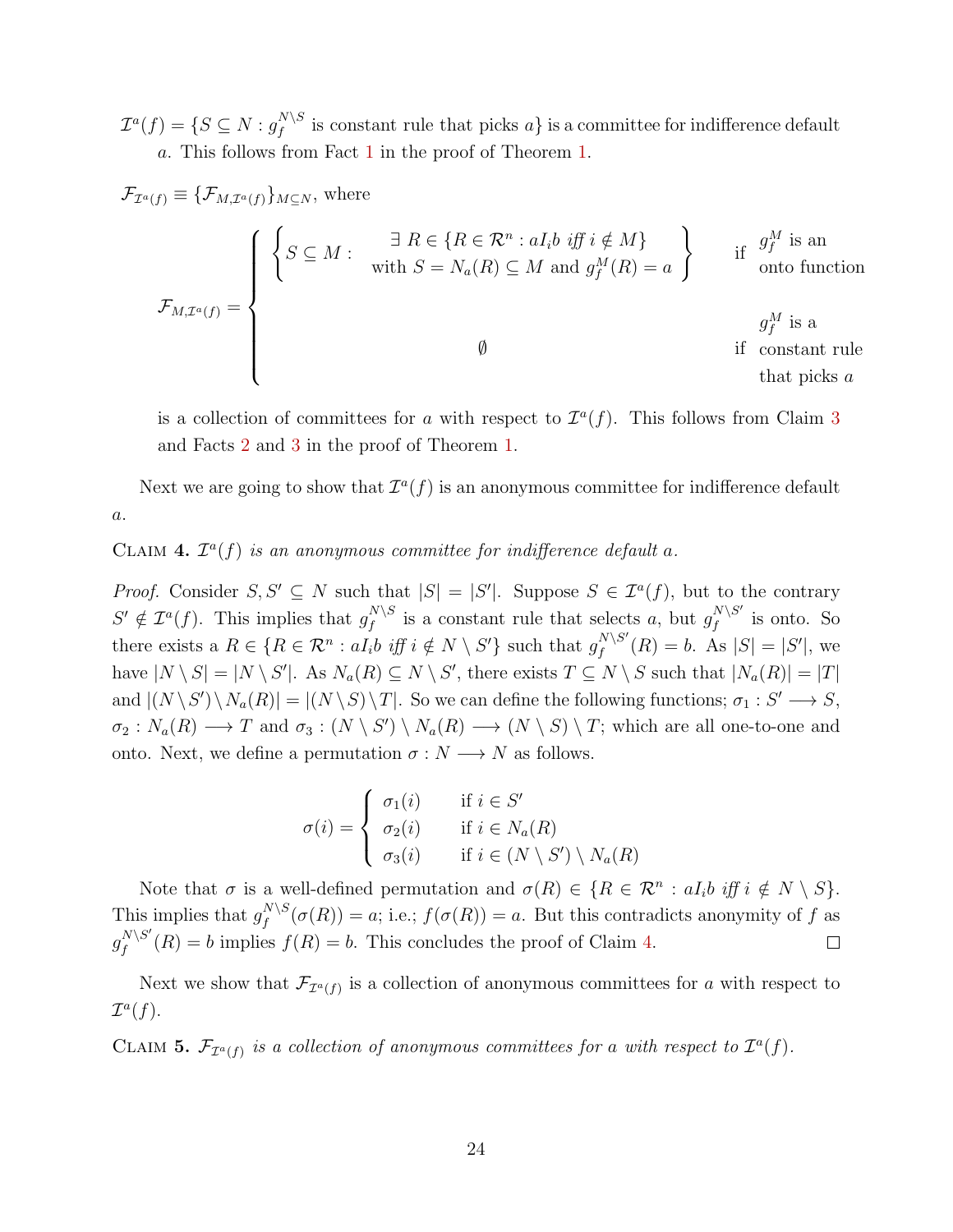$\mathcal{I}^a(f) = \{S \subseteq N : g_f^{N \setminus S}$ is constant rule that picks $a\}$ is a committee for indifference default $a$. This follows from Fact 1 in the proof of Theorem 1.

$\mathcal{F}_{\mathcal{I}^a(f)} \equiv \{\mathcal{F}_{M,\mathcal{I}^a(f)}\}_{M \subseteq N}$, where

$$
\mathcal{F}_{M,\mathcal{I}^a(f)} = \begin{cases} \left\{ S \subseteq M : \begin{array}{c} \exists\ R \in \{R \in \mathcal{R}^n : aI_ib \text{ iff } i \notin M\} \\ \text{with } S = N_a(R) \subseteq M \text{ and } g_f^M(R) = a \end{array} \right\} & \text{if } \begin{array}{l} g_f^M \text{ is an} \\ \text{onto function} \end{array} \\ \emptyset & \text{if } \begin{array}{l} g_f^M \text{ is a} \\ \text{constant rule} \\ \text{that picks } a \end{array} \end{cases}
$$

is a collection of committees for $a$ with respect to $\mathcal{I}^a(f)$. This follows from Claim 3 and Facts 2 and 3 in the proof of Theorem 1.

Next we are going to show that $\mathcal{I}^a(f)$ is an anonymous committee for indifference default $a$.

Claim 4. *$\mathcal{I}^a(f)$ is an anonymous committee for indifference default $a$.*

*Proof.* Consider $S, S' \subseteq N$ such that $|S| = |S'|$. Suppose $S \in \mathcal{I}^a(f)$, but to the contrary $S' \notin \mathcal{I}^a(f)$. This implies that $g_f^{N \setminus S}$ is a constant rule that selects $a$, but $g_f^{N \setminus S'}$ is onto. So there exists a $R \in \{R \in \mathcal{R}^n : aI_ib \text{ iff } i \notin N \setminus S'\}$ such that $g_f^{N \setminus S'}(R) = b$. As $|S| = |S'|$, we have $|N \setminus S| = |N \setminus S'|$. As $N_a(R) \subseteq N \setminus S'$, there exists $T \subseteq N \setminus S$ such that $|N_a(R)| = |T|$ and $|(N \setminus S') \setminus N_a(R)| = |(N \setminus S) \setminus T|$. So we can define the following functions; $\sigma_1 : S' \longrightarrow S$, $\sigma_2 : N_a(R) \longrightarrow T$ and $\sigma_3 : (N \setminus S') \setminus N_a(R) \longrightarrow (N \setminus S) \setminus T$; which are all one-to-one and onto. Next, we define a permutation $\sigma : N \longrightarrow N$ as follows.

$$
\sigma(i) = \begin{cases} \sigma_1(i) & \text{if } i \in S' \\ \sigma_2(i) & \text{if } i \in N_a(R) \\ \sigma_3(i) & \text{if } i \in (N \setminus S') \setminus N_a(R) \end{cases}
$$

Note that $\sigma$ is a well-defined permutation and $\sigma(R) \in \{R \in \mathcal{R}^n : aI_ib \text{ iff } i \notin N \setminus S\}$. This implies that $g_f^{N \setminus S}(\sigma(R)) = a$; i.e.; $f(\sigma(R)) = a$. But this contradicts anonymity of $f$ as $g_f^{N \setminus S'}(R) = b$ implies $f(R) = b$. This concludes the proof of Claim 4. □

Next we show that $\mathcal{F}_{\mathcal{I}^a(f)}$ is a collection of anonymous committees for $a$ with respect to $\mathcal{I}^a(f)$.

Claim 5. *$\mathcal{F}_{\mathcal{I}^a(f)}$ is a collection of anonymous committees for $a$ with respect to $\mathcal{I}^a(f)$.*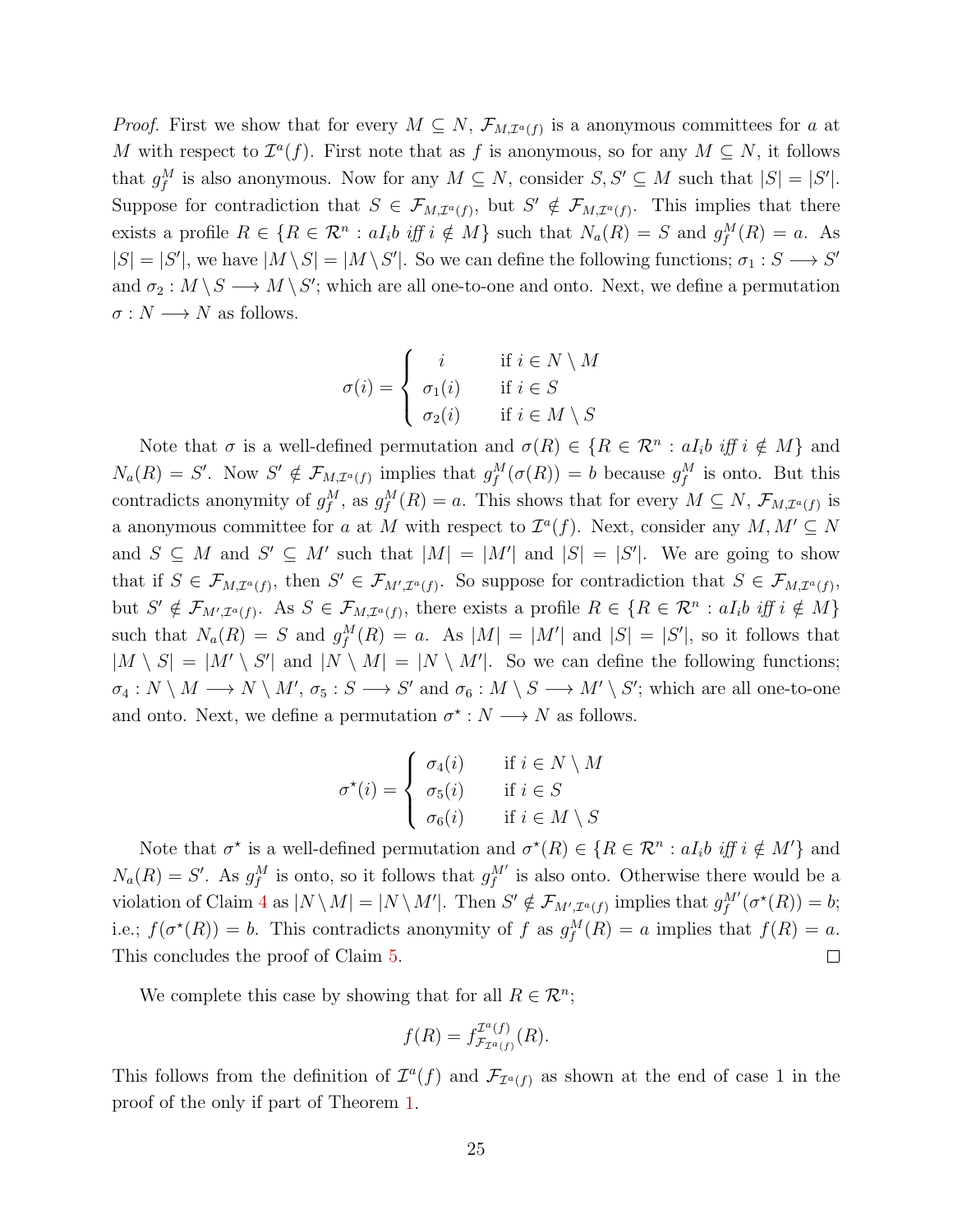*Proof.* First we show that for every $M \subseteq N$, $\mathcal{F}_{M,\mathcal{I}^a(f)}$ is a anonymous committees for $a$ at $M$ with respect to $\mathcal{I}^a(f)$. First note that as $f$ is anonymous, so for any $M \subseteq N$, it follows that $g_f^M$ is also anonymous. Now for any $M \subseteq N$, consider $S, S' \subseteq M$ such that $|S| = |S'|$. Suppose for contradiction that $S \in \mathcal{F}_{M,\mathcal{I}^a(f)}$, but $S' \notin \mathcal{F}_{M,\mathcal{I}^a(f)}$. This implies that there exists a profile $R \in \{R \in \mathcal{R}^n : aI_ib \text{ iff } i \notin M\}$ such that $N_a(R) = S$ and $g_f^M(R) = a$. As $|S| = |S'|$, we have $|M \setminus S| = |M \setminus S'|$. So we can define the following functions; $\sigma_1 : S \longrightarrow S'$ and $\sigma_2 : M \setminus S \longrightarrow M \setminus S'$; which are all one-to-one and onto. Next, we define a permutation $\sigma : N \longrightarrow N$ as follows.

$$\sigma(i) = \begin{cases} i & \text{if } i \in N \setminus M \\ \sigma_1(i) & \text{if } i \in S \\ \sigma_2(i) & \text{if } i \in M \setminus S \end{cases}$$

Note that $\sigma$ is a well-defined permutation and $\sigma(R) \in \{R \in \mathcal{R}^n : aI_ib \text{ iff } i \notin M\}$ and $N_a(R) = S'$. Now $S' \notin \mathcal{F}_{M,\mathcal{I}^a(f)}$ implies that $g_f^M(\sigma(R)) = b$ because $g_f^M$ is onto. But this contradicts anonymity of $g_f^M$, as $g_f^M(R) = a$. This shows that for every $M \subseteq N$, $\mathcal{F}_{M,\mathcal{I}^a(f)}$ is a anonymous committee for $a$ at $M$ with respect to $\mathcal{I}^a(f)$. Next, consider any $M, M' \subseteq N$ and $S \subseteq M$ and $S' \subseteq M'$ such that $|M| = |M'|$ and $|S| = |S'|$. We are going to show that if $S \in \mathcal{F}_{M,\mathcal{I}^a(f)}$, then $S' \in \mathcal{F}_{M',\mathcal{I}^a(f)}$. So suppose for contradiction that $S \in \mathcal{F}_{M,\mathcal{I}^a(f)}$, but $S' \notin \mathcal{F}_{M',\mathcal{I}^a(f)}$. As $S \in \mathcal{F}_{M,\mathcal{I}^a(f)}$, there exists a profile $R \in \{R \in \mathcal{R}^n : aI_ib \text{ iff } i \notin M\}$ such that $N_a(R) = S$ and $g_f^M(R) = a$. As $|M| = |M'|$ and $|S| = |S'|$, so it follows that $|M \setminus S| = |M' \setminus S'|$ and $|N \setminus M| = |N \setminus M'|$. So we can define the following functions; $\sigma_4 : N \setminus M \longrightarrow N \setminus M'$, $\sigma_5 : S \longrightarrow S'$ and $\sigma_6 : M \setminus S \longrightarrow M' \setminus S'$; which are all one-to-one and onto. Next, we define a permutation $\sigma^\star : N \longrightarrow N$ as follows.

$$\sigma^\star(i) = \begin{cases} \sigma_4(i) & \text{if } i \in N \setminus M \\ \sigma_5(i) & \text{if } i \in S \\ \sigma_6(i) & \text{if } i \in M \setminus S \end{cases}$$

Note that $\sigma^\star$ is a well-defined permutation and $\sigma^\star(R) \in \{R \in \mathcal{R}^n : aI_ib \text{ iff } i \notin M'\}$ and $N_a(R) = S'$. As $g_f^M$ is onto, so it follows that $g_f^{M'}$ is also onto. Otherwise there would be a violation of Claim 4 as $|N \setminus M| = |N \setminus M'|$. Then $S' \notin \mathcal{F}_{M',\mathcal{I}^a(f)}$ implies that $g_f^{M'}(\sigma^\star(R)) = b$; i.e.; $f(\sigma^\star(R)) = b$. This contradicts anonymity of $f$ as $g_f^M(R) = a$ implies that $f(R) = a$. This concludes the proof of Claim 5. □

We complete this case by showing that for all $R \in \mathcal{R}^n$;

$$f(R) = f_{\mathcal{F}_{\mathcal{I}^a(f)}}^{\mathcal{I}^a(f)}(R).$$

This follows from the definition of $\mathcal{I}^a(f)$ and $\mathcal{F}_{\mathcal{I}^a(f)}$ as shown at the end of case 1 in the proof of the only if part of Theorem 1.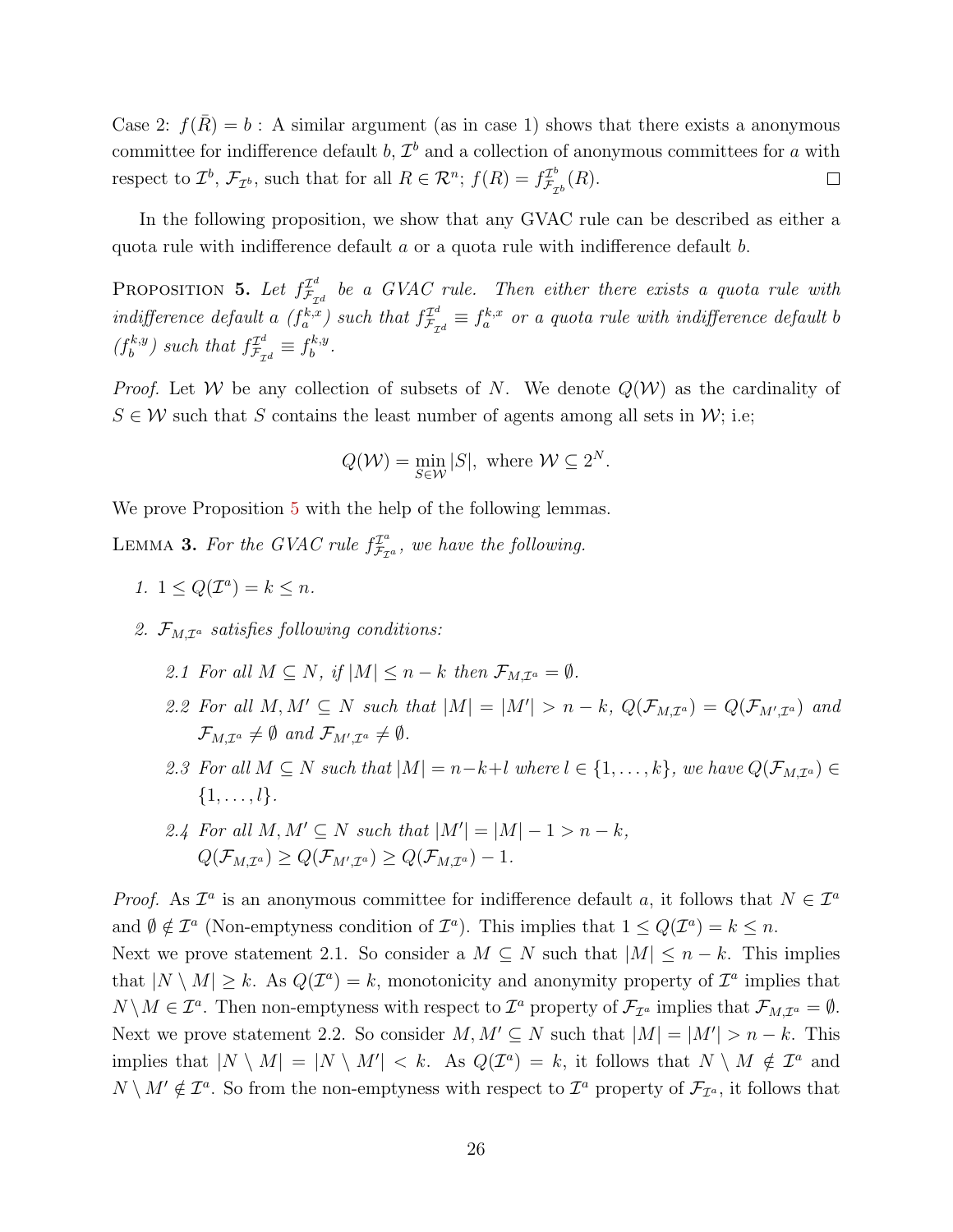Case 2: $f(\bar{R}) = b$ : A similar argument (as in case 1) shows that there exists a anonymous committee for indifference default $b$, $\mathcal{I}^b$ and a collection of anonymous committees for $a$ with respect to $\mathcal{I}^b$, $\mathcal{F}_{\mathcal{I}^b}$, such that for all $R \in \mathcal{R}^n$; $f(R) = f^{\mathcal{I}^b}_{\mathcal{F}_{\mathcal{I}^b}}(R)$. $\square$

In the following proposition, we show that any GVAC rule can be described as either a quota rule with indifference default $a$ or a quota rule with indifference default $b$.

**Proposition 5.** *Let $f^{\mathcal{I}^d}_{\mathcal{F}_{\mathcal{I}^d}}$ be a GVAC rule. Then either there exists a quota rule with indifference default $a$ ($f^{k,x}_a$) such that $f^{\mathcal{I}^d}_{\mathcal{F}_{\mathcal{I}^d}} \equiv f^{k,x}_a$ or a quota rule with indifference default $b$ ($f^{k,y}_b$) such that $f^{\mathcal{I}^d}_{\mathcal{F}_{\mathcal{I}^d}} \equiv f^{k,y}_b$.*

*Proof.* Let $\mathcal{W}$ be any collection of subsets of $N$. We denote $Q(\mathcal{W})$ as the cardinality of $S \in \mathcal{W}$ such that $S$ contains the least number of agents among all sets in $\mathcal{W}$; i.e;

$$Q(\mathcal{W}) = \min_{S \in \mathcal{W}} |S|, \text{ where } \mathcal{W} \subseteq 2^N.$$

We prove Proposition 5 with the help of the following lemmas.

**Lemma 3.** *For the GVAC rule $f^{\mathcal{I}^a}_{\mathcal{F}_{\mathcal{I}^a}}$, we have the following.*

1. *$1 \leq Q(\mathcal{I}^a) = k \leq n$.*
2. *$\mathcal{F}_{M,\mathcal{I}^a}$ satisfies following conditions:*
   - *2.1 For all $M \subseteq N$, if $|M| \leq n - k$ then $\mathcal{F}_{M,\mathcal{I}^a} = \emptyset$.*
   - *2.2 For all $M, M' \subseteq N$ such that $|M| = |M'| > n - k$, $Q(\mathcal{F}_{M,\mathcal{I}^a}) = Q(\mathcal{F}_{M',\mathcal{I}^a})$ and $\mathcal{F}_{M,\mathcal{I}^a} \neq \emptyset$ and $\mathcal{F}_{M',\mathcal{I}^a} \neq \emptyset$.*
   - *2.3 For all $M \subseteq N$ such that $|M| = n-k+l$ where $l \in \{1, \ldots, k\}$, we have $Q(\mathcal{F}_{M,\mathcal{I}^a}) \in \{1, \ldots, l\}$.*
   - *2.4 For all $M, M' \subseteq N$ such that $|M'| = |M| - 1 > n - k$, $Q(\mathcal{F}_{M,\mathcal{I}^a}) \geq Q(\mathcal{F}_{M',\mathcal{I}^a}) \geq Q(\mathcal{F}_{M,\mathcal{I}^a}) - 1$.*

*Proof.* As $\mathcal{I}^a$ is an anonymous committee for indifference default $a$, it follows that $N \in \mathcal{I}^a$ and $\emptyset \notin \mathcal{I}^a$ (Non-emptyness condition of $\mathcal{I}^a$). This implies that $1 \leq Q(\mathcal{I}^a) = k \leq n$.
Next we prove statement 2.1. So consider a $M \subseteq N$ such that $|M| \leq n - k$. This implies that $|N \setminus M| \geq k$. As $Q(\mathcal{I}^a) = k$, monotonicity and anonymity property of $\mathcal{I}^a$ implies that $N \setminus M \in \mathcal{I}^a$. Then non-emptyness with respect to $\mathcal{I}^a$ property of $\mathcal{F}_{\mathcal{I}^a}$ implies that $\mathcal{F}_{M,\mathcal{I}^a} = \emptyset$.
Next we prove statement 2.2. So consider $M, M' \subseteq N$ such that $|M| = |M'| > n - k$. This implies that $|N \setminus M| = |N \setminus M'| < k$. As $Q(\mathcal{I}^a) = k$, it follows that $N \setminus M \notin \mathcal{I}^a$ and $N \setminus M' \notin \mathcal{I}^a$. So from the non-emptyness with respect to $\mathcal{I}^a$ property of $\mathcal{F}_{\mathcal{I}^a}$, it follows that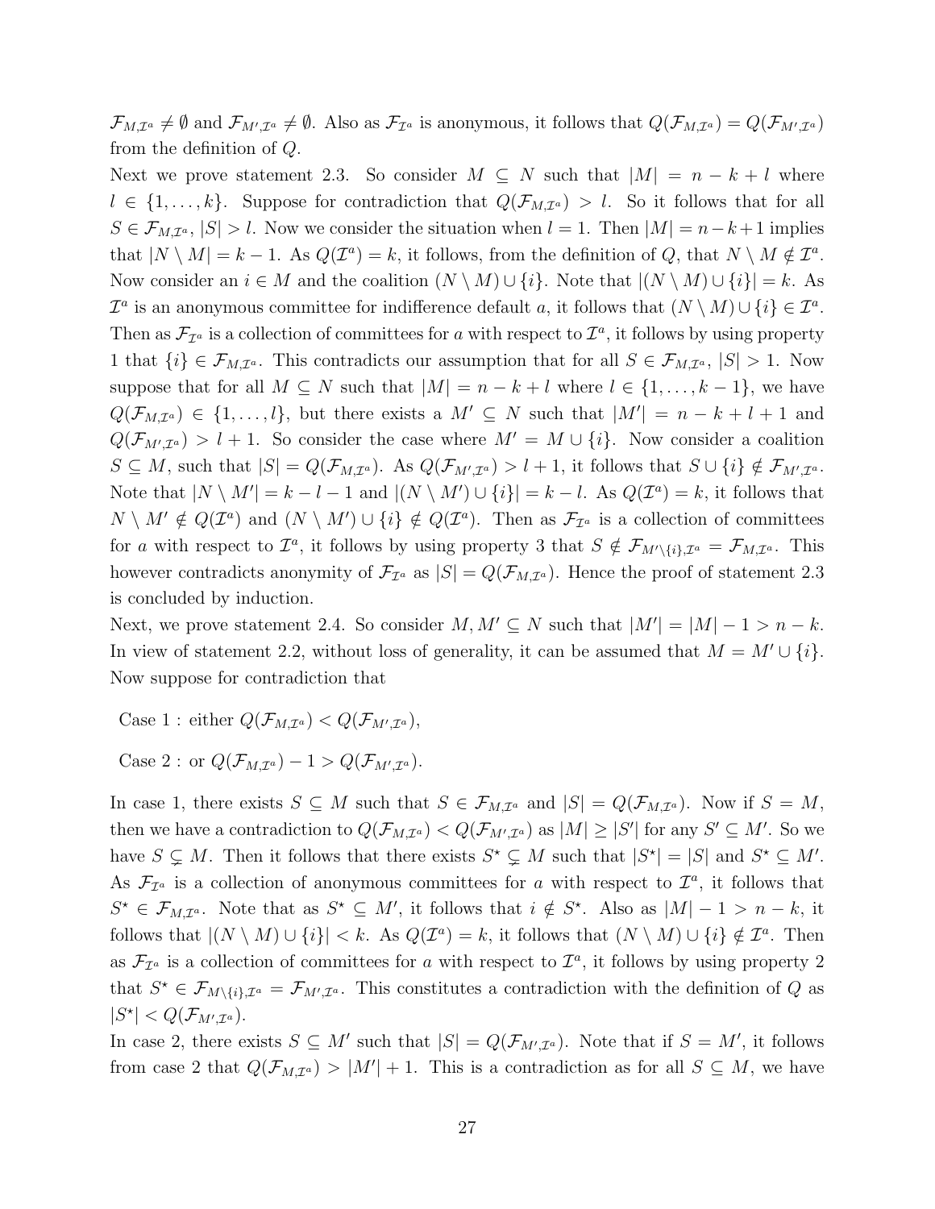$\mathcal{F}_{M,\mathcal{I}^a} \neq \emptyset$ and $\mathcal{F}_{M',\mathcal{I}^a} \neq \emptyset$. Also as $\mathcal{F}_{\mathcal{I}^a}$ is anonymous, it follows that $Q(\mathcal{F}_{M,\mathcal{I}^a}) = Q(\mathcal{F}_{M',\mathcal{I}^a})$ from the definition of $Q$.

Next we prove statement 2.3. So consider $M \subseteq N$ such that $|M| = n - k + l$ where $l \in \{1, \ldots, k\}$. Suppose for contradiction that $Q(\mathcal{F}_{M,\mathcal{I}^a}) > l$. So it follows that for all $S \in \mathcal{F}_{M,\mathcal{I}^a}$, $|S| > l$. Now we consider the situation when $l = 1$. Then $|M| = n-k+1$ implies that $|N \setminus M| = k - 1$. As $Q(\mathcal{I}^a) = k$, it follows, from the definition of $Q$, that $N \setminus M \notin \mathcal{I}^a$. Now consider an $i \in M$ and the coalition $(N \setminus M) \cup \{i\}$. Note that $|(N \setminus M) \cup \{i\}| = k$. As $\mathcal{I}^a$ is an anonymous committee for indifference default $a$, it follows that $(N \setminus M) \cup \{i\} \in \mathcal{I}^a$. Then as $\mathcal{F}_{\mathcal{I}^a}$ is a collection of committees for $a$ with respect to $\mathcal{I}^a$, it follows by using property 1 that $\{i\} \in \mathcal{F}_{M,\mathcal{I}^a}$. This contradicts our assumption that for all $S \in \mathcal{F}_{M,\mathcal{I}^a}$, $|S| > 1$. Now suppose that for all $M \subseteq N$ such that $|M| = n - k + l$ where $l \in \{1, \ldots, k - 1\}$, we have $Q(\mathcal{F}_{M,\mathcal{I}^a}) \in \{1, \ldots, l\}$, but there exists a $M' \subseteq N$ such that $|M'| = n - k + l + 1$ and $Q(\mathcal{F}_{M',\mathcal{I}^a}) > l + 1$. So consider the case where $M' = M \cup \{i\}$. Now consider a coalition $S \subseteq M$, such that $|S| = Q(\mathcal{F}_{M,\mathcal{I}^a})$. As $Q(\mathcal{F}_{M',\mathcal{I}^a}) > l + 1$, it follows that $S \cup \{i\} \notin \mathcal{F}_{M',\mathcal{I}^a}$. Note that $|N \setminus M'| = k - l - 1$ and $|(N \setminus M') \cup \{i\}| = k - l$. As $Q(\mathcal{I}^a) = k$, it follows that $N \setminus M' \notin Q(\mathcal{I}^a)$ and $(N \setminus M') \cup \{i\} \notin Q(\mathcal{I}^a)$. Then as $\mathcal{F}_{\mathcal{I}^a}$ is a collection of committees for $a$ with respect to $\mathcal{I}^a$, it follows by using property 3 that $S \notin \mathcal{F}_{M' \setminus \{i\},\mathcal{I}^a} = \mathcal{F}_{M,\mathcal{I}^a}$. This however contradicts anonymity of $\mathcal{F}_{\mathcal{I}^a}$ as $|S| = Q(\mathcal{F}_{M,\mathcal{I}^a})$. Hence the proof of statement 2.3 is concluded by induction.

Next, we prove statement 2.4. So consider $M, M' \subseteq N$ such that $|M'| = |M| - 1 > n - k$. In view of statement 2.2, without loss of generality, it can be assumed that $M = M' \cup \{i\}$. Now suppose for contradiction that

Case 1 : either $Q(\mathcal{F}_{M,\mathcal{I}^a}) < Q(\mathcal{F}_{M',\mathcal{I}^a})$,

Case 2 : or $Q(\mathcal{F}_{M,\mathcal{I}^a}) - 1 > Q(\mathcal{F}_{M',\mathcal{I}^a})$.

In case 1, there exists $S \subseteq M$ such that $S \in \mathcal{F}_{M,\mathcal{I}^a}$ and $|S| = Q(\mathcal{F}_{M,\mathcal{I}^a})$. Now if $S = M$, then we have a contradiction to $Q(\mathcal{F}_{M,\mathcal{I}^a}) < Q(\mathcal{F}_{M',\mathcal{I}^a})$ as $|M| \geq |S'|$ for any $S' \subseteq M'$. So we have $S \subsetneq M$. Then it follows that there exists $S^\star \subsetneq M$ such that $|S^\star| = |S|$ and $S^\star \subseteq M'$. As $\mathcal{F}_{\mathcal{I}^a}$ is a collection of anonymous committees for $a$ with respect to $\mathcal{I}^a$, it follows that $S^\star \in \mathcal{F}_{M,\mathcal{I}^a}$. Note that as $S^\star \subseteq M'$, it follows that $i \notin S^\star$. Also as $|M| - 1 > n - k$, it follows that $|(N \setminus M) \cup \{i\}| < k$. As $Q(\mathcal{I}^a) = k$, it follows that $(N \setminus M) \cup \{i\} \notin \mathcal{I}^a$. Then as $\mathcal{F}_{\mathcal{I}^a}$ is a collection of committees for $a$ with respect to $\mathcal{I}^a$, it follows by using property 2 that $S^\star \in \mathcal{F}_{M \setminus \{i\},\mathcal{I}^a} = \mathcal{F}_{M',\mathcal{I}^a}$. This constitutes a contradiction with the definition of $Q$ as $|S^\star| < Q(\mathcal{F}_{M',\mathcal{I}^a})$.

In case 2, there exists $S \subseteq M'$ such that $|S| = Q(\mathcal{F}_{M',\mathcal{I}^a})$. Note that if $S = M'$, it follows from case 2 that $Q(\mathcal{F}_{M,\mathcal{I}^a}) > |M'| + 1$. This is a contradiction as for all $S \subseteq M$, we have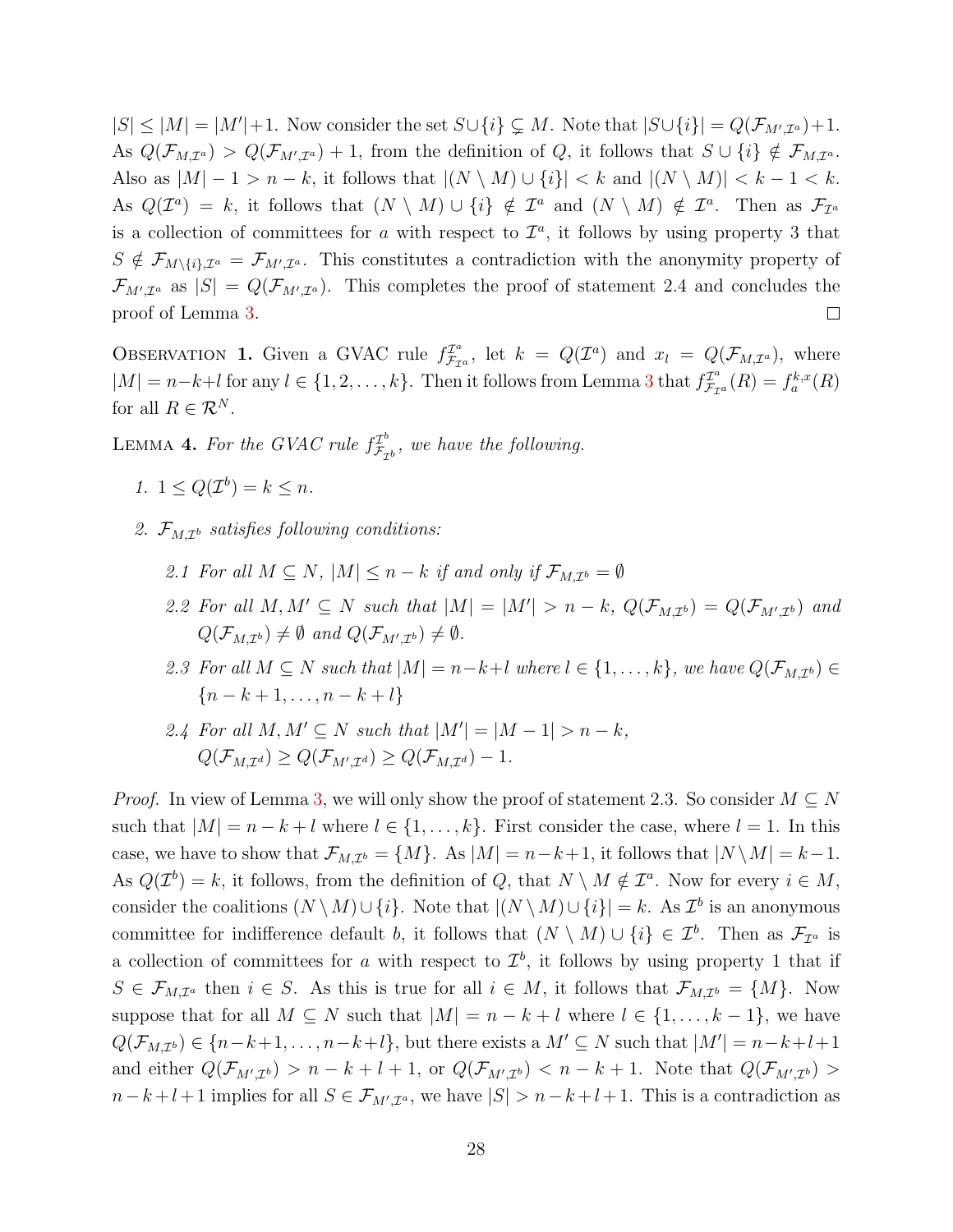$|S| \leq |M| = |M'|+1$. Now consider the set $S\cup\{i\} \subsetneq M$. Note that $|S\cup\{i\}| = Q(\mathcal{F}_{M',\mathcal{I}^a})+1$. As $Q(\mathcal{F}_{M,\mathcal{I}^a}) > Q(\mathcal{F}_{M',\mathcal{I}^a}) + 1$, from the definition of $Q$, it follows that $S \cup \{i\} \notin \mathcal{F}_{M,\mathcal{I}^a}$. Also as $|M| - 1 > n - k$, it follows that $|(N \setminus M) \cup \{i\}| < k$ and $|(N \setminus M)| < k - 1 < k$. As $Q(\mathcal{I}^a) = k$, it follows that $(N \setminus M) \cup \{i\} \notin \mathcal{I}^a$ and $(N \setminus M) \notin \mathcal{I}^a$. Then as $\mathcal{F}_{\mathcal{I}^a}$ is a collection of committees for $a$ with respect to $\mathcal{I}^a$, it follows by using property 3 that $S \notin \mathcal{F}_{M\setminus\{i\},\mathcal{I}^a} = \mathcal{F}_{M',\mathcal{I}^a}$. This constitutes a contradiction with the anonymity property of $\mathcal{F}_{M',\mathcal{I}^a}$ as $|S| = Q(\mathcal{F}_{M',\mathcal{I}^a})$. This completes the proof of statement 2.4 and concludes the proof of Lemma 3. □

Observation 1. Given a GVAC rule $f^{\mathcal{I}^a}_{\mathcal{F}_{\mathcal{I}^a}}$, let $k = Q(\mathcal{I}^a)$ and $x_l = Q(\mathcal{F}_{M,\mathcal{I}^a})$, where $|M| = n-k+l$ for any $l \in \{1, 2, \ldots, k\}$. Then it follows from Lemma 3 that $f^{\mathcal{I}^a}_{\mathcal{F}_{\mathcal{I}^a}}(R) = f^{k,x}_a(R)$ for all $R \in \mathcal{R}^N$.

Lemma 4. *For the GVAC rule $f^{\mathcal{I}^b}_{\mathcal{F}_{\mathcal{I}^b}}$, we have the following.*

1. *$1 \leq Q(\mathcal{I}^b) = k \leq n$.*
2. *$\mathcal{F}_{M,\mathcal{I}^b}$ satisfies following conditions:*
   - *2.1 For all $M \subseteq N$, $|M| \leq n - k$ if and only if $\mathcal{F}_{M,\mathcal{I}^b} = \emptyset$*
   - *2.2 For all $M, M' \subseteq N$ such that $|M| = |M'| > n - k$, $Q(\mathcal{F}_{M,\mathcal{I}^b}) = Q(\mathcal{F}_{M',\mathcal{I}^b})$ and $Q(\mathcal{F}_{M,\mathcal{I}^b}) \neq \emptyset$ and $Q(\mathcal{F}_{M',\mathcal{I}^b}) \neq \emptyset$.*
   - *2.3 For all $M \subseteq N$ such that $|M| = n-k+l$ where $l \in \{1, \ldots, k\}$, we have $Q(\mathcal{F}_{M,\mathcal{I}^b}) \in \{n - k + 1, \ldots, n - k + l\}$*
   - *2.4 For all $M, M' \subseteq N$ such that $|M'| = |M - 1| > n - k$, $Q(\mathcal{F}_{M,\mathcal{I}^d}) \geq Q(\mathcal{F}_{M',\mathcal{I}^d}) \geq Q(\mathcal{F}_{M,\mathcal{I}^d}) - 1$.*

*Proof.* In view of Lemma 3, we will only show the proof of statement 2.3. So consider $M \subseteq N$ such that $|M| = n - k + l$ where $l \in \{1, \ldots, k\}$. First consider the case, where $l = 1$. In this case, we have to show that $\mathcal{F}_{M,\mathcal{I}^b} = \{M\}$. As $|M| = n-k+1$, it follows that $|N \setminus M| = k-1$. As $Q(\mathcal{I}^b) = k$, it follows, from the definition of $Q$, that $N \setminus M \notin \mathcal{I}^a$. Now for every $i \in M$, consider the coalitions $(N \setminus M) \cup \{i\}$. Note that $|(N \setminus M) \cup \{i\}| = k$. As $\mathcal{I}^b$ is an anonymous committee for indifference default $b$, it follows that $(N \setminus M) \cup \{i\} \in \mathcal{I}^b$. Then as $\mathcal{F}_{\mathcal{I}^a}$ is a collection of committees for $a$ with respect to $\mathcal{I}^b$, it follows by using property 1 that if $S \in \mathcal{F}_{M,\mathcal{I}^a}$ then $i \in S$. As this is true for all $i \in M$, it follows that $\mathcal{F}_{M,\mathcal{I}^b} = \{M\}$. Now suppose that for all $M \subseteq N$ such that $|M| = n - k + l$ where $l \in \{1, \ldots, k - 1\}$, we have $Q(\mathcal{F}_{M,\mathcal{I}^b}) \in \{n-k+1, \ldots, n-k+l\}$, but there exists a $M' \subseteq N$ such that $|M'| = n-k+l+1$ and either $Q(\mathcal{F}_{M',\mathcal{I}^b}) > n - k + l + 1$, or $Q(\mathcal{F}_{M',\mathcal{I}^b}) < n - k + 1$. Note that $Q(\mathcal{F}_{M',\mathcal{I}^b}) > n-k+l+1$ implies for all $S \in \mathcal{F}_{M',\mathcal{I}^a}$, we have $|S| > n-k+l+1$. This is a contradiction as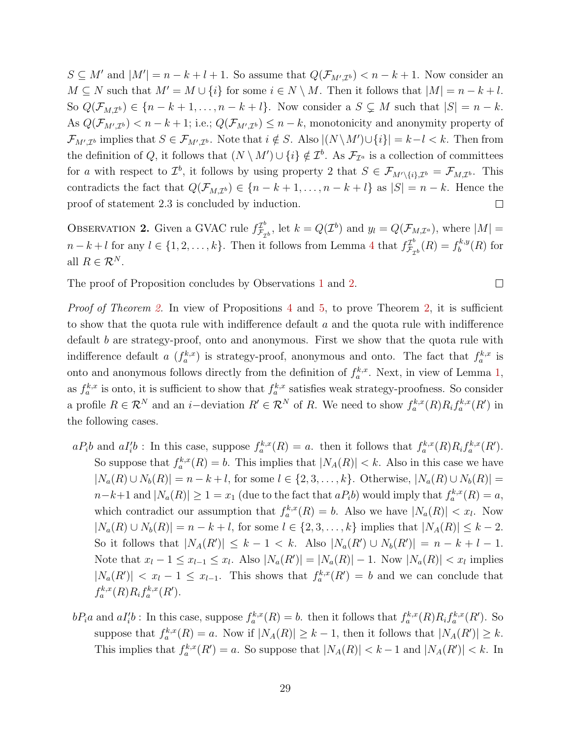$S \subseteq M'$ and $|M'| = n-k+l+1$. So assume that $Q(\mathcal{F}_{M',\mathcal{I}^b}) < n-k+1$. Now consider an $M \subseteq N$ such that $M' = M \cup \{i\}$ for some $i \in N \setminus M$. Then it follows that $|M| = n-k+l$. So $Q(\mathcal{F}_{M,\mathcal{I}^b}) \in \{n-k+1, \ldots, n-k+l\}$. Now consider a $S \subsetneq M$ such that $|S| = n-k$. As $Q(\mathcal{F}_{M',\mathcal{I}^b}) < n-k+1$; i.e.; $Q(\mathcal{F}_{M',\mathcal{I}^b}) \leq n-k$, monotonicity and anonymity property of $\mathcal{F}_{M',\mathcal{I}^b}$ implies that $S \in \mathcal{F}_{M',\mathcal{I}^b}$. Note that $i \notin S$. Also $|(N \setminus M') \cup \{i\}| = k-l < k$. Then from the definition of $Q$, it follows that $(N \setminus M') \cup \{i\} \notin \mathcal{I}^b$. As $\mathcal{F}_{\mathcal{I}^a}$ is a collection of committees for $a$ with respect to $\mathcal{I}^b$, it follows by using property 2 that $S \in \mathcal{F}_{M' \setminus \{i\},\mathcal{I}^b} = \mathcal{F}_{M,\mathcal{I}^b}$. This contradicts the fact that $Q(\mathcal{F}_{M,\mathcal{I}^b}) \in \{n-k+1, \ldots, n-k+l\}$ as $|S| = n-k$. Hence the proof of statement 2.3 is concluded by induction. $\square$

Observation 2. Given a GVAC rule $f^{\mathcal{I}^b}_{\mathcal{F}_{\mathcal{I}^b}}$, let $k = Q(\mathcal{I}^b)$ and $y_l = Q(\mathcal{F}_{M,\mathcal{I}^a})$, where $|M| = n-k+l$ for any $l \in \{1, 2, \ldots, k\}$. Then it follows from Lemma 4 that $f^{\mathcal{I}^b}_{\mathcal{F}_{\mathcal{I}^b}}(R) = f^{k,y}_b(R)$ for all $R \in \mathcal{R}^N$.

The proof of Proposition concludes by Observations 1 and 2. $\square$

*Proof of Theorem 2.* In view of Propositions 4 and 5, to prove Theorem 2, it is sufficient to show that the quota rule with indifference default $a$ and the quota rule with indifference default $b$ are strategy-proof, onto and anonymous. First we show that the quota rule with indifference default $a$ ($f^{k,x}_a$) is strategy-proof, anonymous and onto. The fact that $f^{k,x}_a$ is onto and anonymous follows directly from the definition of $f^{k,x}_a$. Next, in view of Lemma 1, as $f^{k,x}_a$ is onto, it is sufficient to show that $f^{k,x}_a$ satisfies weak strategy-proofness. So consider a profile $R \in \mathcal{R}^N$ and an $i-$deviation $R' \in \mathcal{R}^N$ of $R$. We need to show $f^{k,x}_a(R) R_i f^{k,x}_a(R')$ in the following cases.

$aP_ib$ and $aI'_ib$ : In this case, suppose $f^{k,x}_a(R) = a$. then it follows that $f^{k,x}_a(R) R_i f^{k,x}_a(R')$. So suppose that $f^{k,x}_a(R) = b$. This implies that $|N_A(R)| < k$. Also in this case we have $|N_a(R) \cup N_b(R)| = n-k+l$, for some $l \in \{2, 3, \ldots, k\}$. Otherwise, $|N_a(R) \cup N_b(R)| = n-k+1$ and $|N_a(R)| \geq 1 = x_1$ (due to the fact that $aP_ib$) would imply that $f^{k,x}_a(R) = a$, which contradict our assumption that $f^{k,x}_a(R) = b$. Also we have $|N_a(R)| < x_l$. Now $|N_a(R) \cup N_b(R)| = n-k+l$, for some $l \in \{2, 3, \ldots, k\}$ implies that $|N_A(R)| \leq k-2$. So it follows that $|N_A(R')| \leq k-1 < k$. Also $|N_a(R') \cup N_b(R')| = n-k+l-1$. Note that $x_l - 1 \leq x_{l-1} \leq x_l$. Also $|N_a(R')| = |N_a(R)| - 1$. Now $|N_a(R)| < x_l$ implies $|N_a(R')| < x_l - 1 \leq x_{l-1}$. This shows that $f^{k,x}_a(R') = b$ and we can conclude that $f^{k,x}_a(R) R_i f^{k,x}_a(R')$.

$bP_ia$ and $aI'_ib$ : In this case, suppose $f^{k,x}_a(R) = b$. then it follows that $f^{k,x}_a(R) R_i f^{k,x}_a(R')$. So suppose that $f^{k,x}_a(R) = a$. Now if $|N_A(R)| \geq k-1$, then it follows that $|N_A(R')| \geq k$. This implies that $f^{k,x}_a(R') = a$. So suppose that $|N_A(R)| < k-1$ and $|N_A(R')| < k$. In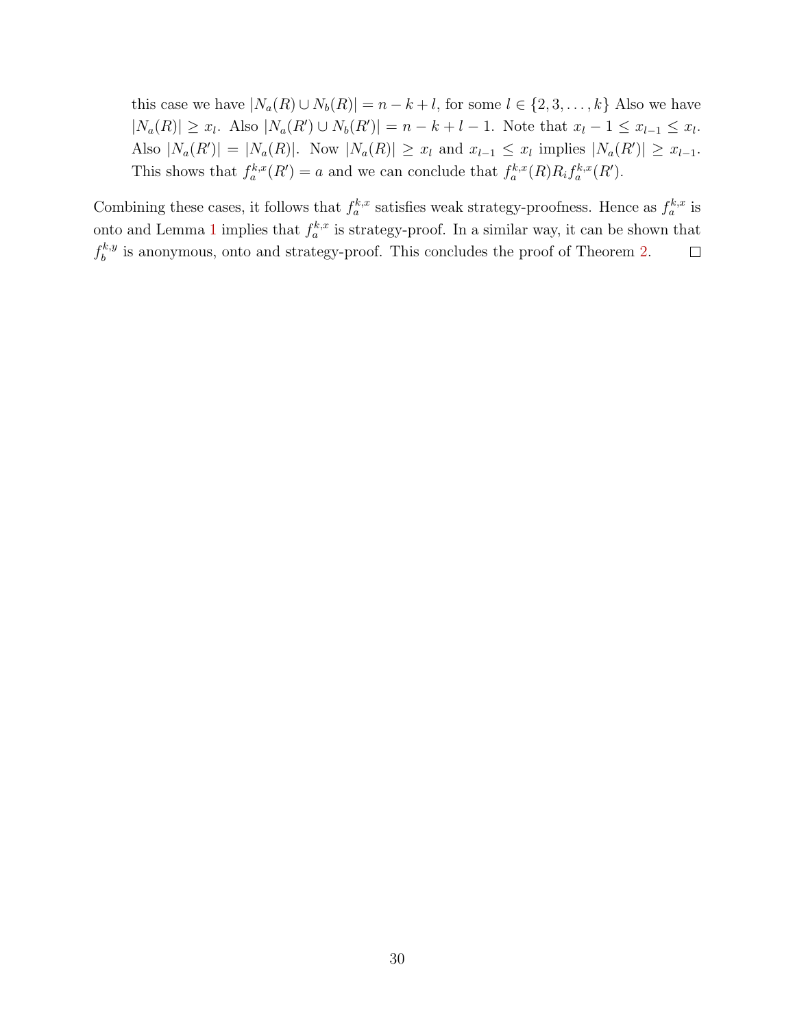this case we have $|N_a(R) \cup N_b(R)| = n - k + l$, for some $l \in \{2, 3, \ldots, k\}$ Also we have $|N_a(R)| \geq x_l$. Also $|N_a(R') \cup N_b(R')| = n - k + l - 1$. Note that $x_l - 1 \leq x_{l-1} \leq x_l$. Also $|N_a(R')| = |N_a(R)|$. Now $|N_a(R)| \geq x_l$ and $x_{l-1} \leq x_l$ implies $|N_a(R')| \geq x_{l-1}$. This shows that $f_a^{k,x}(R') = a$ and we can conclude that $f_a^{k,x}(R) R_i f_a^{k,x}(R')$.

Combining these cases, it follows that $f_a^{k,x}$ satisfies weak strategy-proofness. Hence as $f_a^{k,x}$ is onto and Lemma 1 implies that $f_a^{k,x}$ is strategy-proof. In a similar way, it can be shown that $f_b^{k,y}$ is anonymous, onto and strategy-proof. This concludes the proof of Theorem 2. □